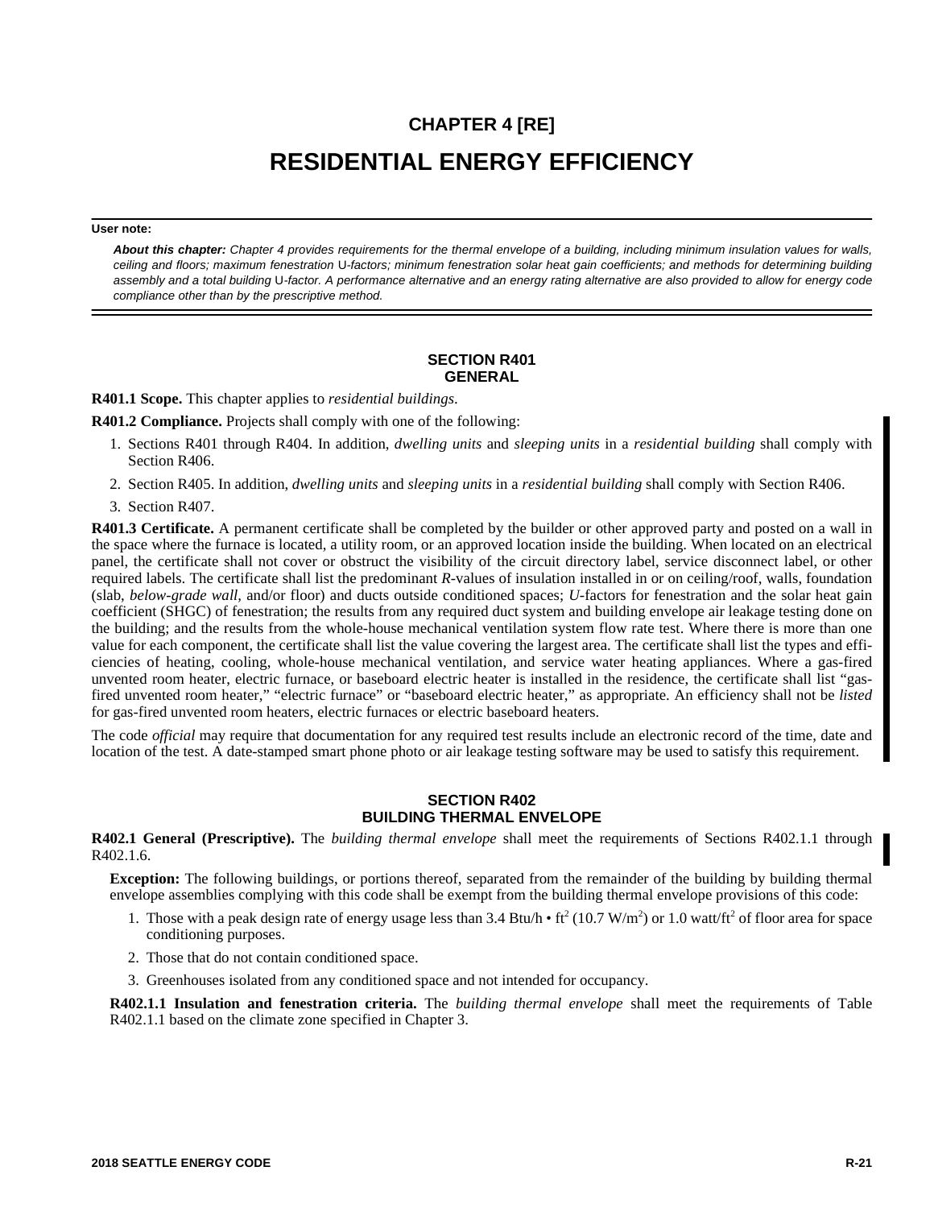# CHAPTER 4 [RE]

# RESIDENTIAL ENERGY EFFICIENCY

**User note:**

***About this chapter:*** *Chapter 4 provides requirements for the thermal envelope of a building, including minimum insulation values for walls, ceiling and floors; maximum fenestration U-factors; minimum fenestration solar heat gain coefficients; and methods for determining building assembly and a total building U-factor. A performance alternative and an energy rating alternative are also provided to allow for energy code compliance other than by the prescriptive method.*

## SECTION R401 GENERAL

**R401.1 Scope.** This chapter applies to *residential buildings.*

**R401.2 Compliance.** Projects shall comply with one of the following:

1. Sections R401 through R404. In addition, *dwelling units* and *sleeping units* in a *residential building* shall comply with Section R406.
2. Section R405. In addition, *dwelling units* and *sleeping units* in a *residential building* shall comply with Section R406.
3. Section R407.

**R401.3 Certificate.** A permanent certificate shall be completed by the builder or other approved party and posted on a wall in the space where the furnace is located, a utility room, or an approved location inside the building. When located on an electrical panel, the certificate shall not cover or obstruct the visibility of the circuit directory label, service disconnect label, or other required labels. The certificate shall list the predominant *R*-values of insulation installed in or on ceiling/roof, walls, foundation (slab, *below-grade wall,* and/or floor) and ducts outside conditioned spaces; *U*-factors for fenestration and the solar heat gain coefficient (SHGC) of fenestration; the results from any required duct system and building envelope air leakage testing done on the building; and the results from the whole-house mechanical ventilation system flow rate test. Where there is more than one value for each component, the certificate shall list the value covering the largest area. The certificate shall list the types and efficiencies of heating, cooling, whole-house mechanical ventilation, and service water heating appliances. Where a gas-fired unvented room heater, electric furnace, or baseboard electric heater is installed in the residence, the certificate shall list "gas-fired unvented room heater," "electric furnace" or "baseboard electric heater," as appropriate. An efficiency shall not be *listed* for gas-fired unvented room heaters, electric furnaces or electric baseboard heaters.

The code *official* may require that documentation for any required test results include an electronic record of the time, date and location of the test. A date-stamped smart phone photo or air leakage testing software may be used to satisfy this requirement.

## SECTION R402 BUILDING THERMAL ENVELOPE

**R402.1 General (Prescriptive).** The *building thermal envelope* shall meet the requirements of Sections R402.1.1 through R402.1.6.

**Exception:** The following buildings, or portions thereof, separated from the remainder of the building by building thermal envelope assemblies complying with this code shall be exempt from the building thermal envelope provisions of this code:

1. Those with a peak design rate of energy usage less than 3.4 Btu/h • $ft^2$ (10.7 $W/m^2$) or 1.0 watt/$ft^2$ of floor area for space conditioning purposes.
2. Those that do not contain conditioned space.
3. Greenhouses isolated from any conditioned space and not intended for occupancy.

**R402.1.1 Insulation and fenestration criteria.** The *building thermal envelope* shall meet the requirements of Table R402.1.1 based on the climate zone specified in Chapter 3.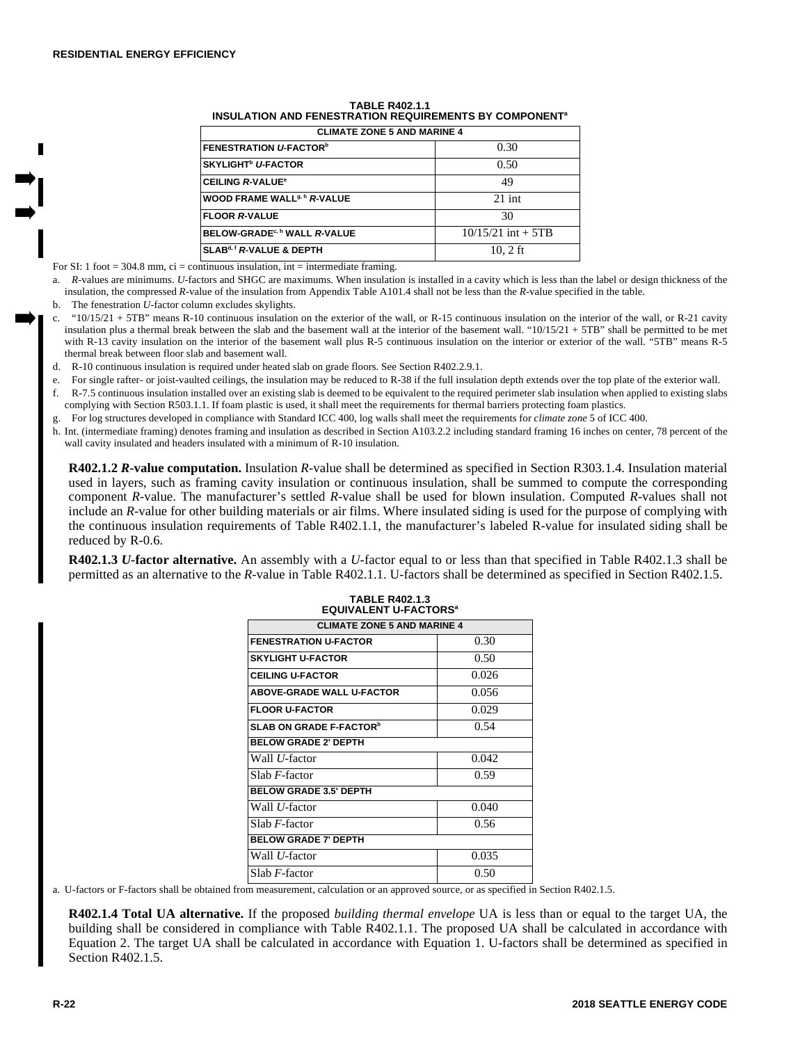**TABLE R402.1.1**
**INSULATION AND FENESTRATION REQUIREMENTS BY COMPONENT[a]**

| CLIMATE ZONE 5 AND MARINE 4 | |
|---|---|
| FENESTRATION *U*-FACTOR[b] | 0.30 |
| SKYLIGHT[b] *U*-FACTOR | 0.50 |
| CEILING *R*-VALUE[e] | 49 |
| WOOD FRAME WALL[g, h] *R*-VALUE | 21 int |
| FLOOR *R*-VALUE | 30 |
| BELOW-GRADE[c, h] WALL *R*-VALUE | 10/15/21 int + 5TB |
| SLAB[d, f] *R*-VALUE & DEPTH | 10, 2 ft |

For SI: 1 foot = 304.8 mm, ci = continuous insulation, int = intermediate framing.

a. *R*-values are minimums. *U*-factors and SHGC are maximums. When insulation is installed in a cavity which is less than the label or design thickness of the insulation, the compressed *R*-value of the insulation from Appendix Table A101.4 shall not be less than the *R*-value specified in the table.

b. The fenestration *U*-factor column excludes skylights.

c. "10/15/21 + 5TB" means R-10 continuous insulation on the exterior of the wall, or R-15 continuous insulation on the interior of the wall, or R-21 cavity insulation plus a thermal break between the slab and the basement wall at the interior of the basement wall. "10/15/21 + 5TB" shall be permitted to be met with R-13 cavity insulation on the interior of the basement wall plus R-5 continuous insulation on the interior or exterior of the wall. "5TB" means R-5 thermal break between floor slab and basement wall.

d. R-10 continuous insulation is required under heated slab on grade floors. See Section R402.2.9.1.

e. For single rafter- or joist-vaulted ceilings, the insulation may be reduced to R-38 if the full insulation depth extends over the top plate of the exterior wall.

f. R-7.5 continuous insulation installed over an existing slab is deemed to be equivalent to the required perimeter slab insulation when applied to existing slabs complying with Section R503.1.1. If foam plastic is used, it shall meet the requirements for thermal barriers protecting foam plastics.

g. For log structures developed in compliance with Standard ICC 400, log walls shall meet the requirements for *climate zone* 5 of ICC 400.

h. Int. (intermediate framing) denotes framing and insulation as described in Section A103.2.2 including standard framing 16 inches on center, 78 percent of the wall cavity insulated and headers insulated with a minimum of R-10 insulation.

**R402.1.2 *R*-value computation.** Insulation *R*-value shall be determined as specified in Section R303.1.4. Insulation material used in layers, such as framing cavity insulation or continuous insulation, shall be summed to compute the corresponding component *R*-value. The manufacturer's settled *R*-value shall be used for blown insulation. Computed *R*-values shall not include an *R*-value for other building materials or air films. Where insulated siding is used for the purpose of complying with the continuous insulation requirements of Table R402.1.1, the manufacturer's labeled R-value for insulated siding shall be reduced by R-0.6.

**R402.1.3 *U*-factor alternative.** An assembly with a *U*-factor equal to or less than that specified in Table R402.1.3 shall be permitted as an alternative to the *R*-value in Table R402.1.1. U-factors shall be determined as specified in Section R402.1.5.

**TABLE R402.1.3**
**EQUIVALENT U-FACTORS[a]**

| CLIMATE ZONE 5 AND MARINE 4 | |
|---|---|
| FENESTRATION U-FACTOR | 0.30 |
| SKYLIGHT U-FACTOR | 0.50 |
| CEILING U-FACTOR | 0.026 |
| ABOVE-GRADE WALL U-FACTOR | 0.056 |
| FLOOR U-FACTOR | 0.029 |
| SLAB ON GRADE F-FACTOR[b] | 0.54 |
| **BELOW GRADE 2' DEPTH** | |
| Wall *U*-factor | 0.042 |
| Slab *F*-factor | 0.59 |
| **BELOW GRADE 3.5' DEPTH** | |
| Wall *U*-factor | 0.040 |
| Slab *F*-factor | 0.56 |
| **BELOW GRADE 7' DEPTH** | |
| Wall *U*-factor | 0.035 |
| Slab *F*-factor | 0.50 |

a. U-factors or F-factors shall be obtained from measurement, calculation or an approved source, or as specified in Section R402.1.5.

**R402.1.4 Total UA alternative.** If the proposed *building thermal envelope* UA is less than or equal to the target UA, the building shall be considered in compliance with Table R402.1.1. The proposed UA shall be calculated in accordance with Equation 2. The target UA shall be calculated in accordance with Equation 1. U-factors shall be determined as specified in Section R402.1.5.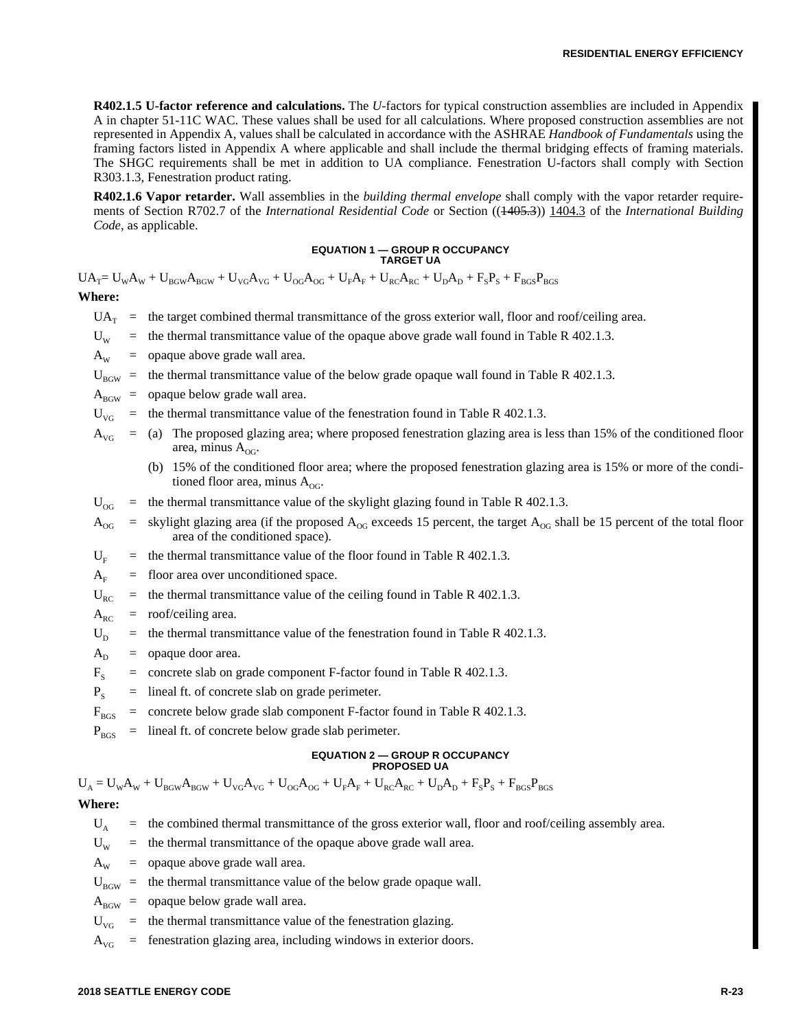**R402.1.5 U-factor reference and calculations.** The *U*-factors for typical construction assemblies are included in Appendix A in chapter 51-11C WAC. These values shall be used for all calculations. Where proposed construction assemblies are not represented in Appendix A, values shall be calculated in accordance with the ASHRAE *Handbook of Fundamentals* using the framing factors listed in Appendix A where applicable and shall include the thermal bridging effects of framing materials. The SHGC requirements shall be met in addition to UA compliance. Fenestration U-factors shall comply with Section R303.1.3, Fenestration product rating.

**R402.1.6 Vapor retarder.** Wall assemblies in the *building thermal envelope* shall comply with the vapor retarder requirements of Section R702.7 of the *International Residential Code* or Section ((~~1405.3~~)) 1404.3 of the *International Building Code*, as applicable.

**EQUATION 1 — GROUP R OCCUPANCY TARGET UA**

$$UA_T = U_W A_W + U_{BGW} A_{BGW} + U_{VG} A_{VG} + U_{OG} A_{OG} + U_F A_F + U_{RC} A_{RC} + U_D A_D + F_S P_S + F_{BGS} P_{BGS}$$

**Where:**

- $UA_T$ = the target combined thermal transmittance of the gross exterior wall, floor and roof/ceiling area.
- $U_W$ = the thermal transmittance value of the opaque above grade wall found in Table R 402.1.3.
- $A_W$ = opaque above grade wall area.
- $U_{BGW}$ = the thermal transmittance value of the below grade opaque wall found in Table R 402.1.3.
- $A_{BGW}$ = opaque below grade wall area.
- $U_{VG}$ = the thermal transmittance value of the fenestration found in Table R 402.1.3.
- $A_{VG}$ = (a) The proposed glazing area; where proposed fenestration glazing area is less than 15% of the conditioned floor area, minus $A_{OG}$.
  (b) 15% of the conditioned floor area; where the proposed fenestration glazing area is 15% or more of the conditioned floor area, minus $A_{OG}$.
- $U_{OG}$ = the thermal transmittance value of the skylight glazing found in Table R 402.1.3.
- $A_{OG}$ = skylight glazing area (if the proposed $A_{OG}$ exceeds 15 percent, the target $A_{OG}$ shall be 15 percent of the total floor area of the conditioned space).
- $U_F$ = the thermal transmittance value of the floor found in Table R 402.1.3.
- $A_F$ = floor area over unconditioned space.
- $U_{RC}$ = the thermal transmittance value of the ceiling found in Table R 402.1.3.
- $A_{RC}$ = roof/ceiling area.
- $U_D$ = the thermal transmittance value of the fenestration found in Table R 402.1.3.
- $A_D$ = opaque door area.
- $F_S$ = concrete slab on grade component F-factor found in Table R 402.1.3.
- $P_S$ = lineal ft. of concrete slab on grade perimeter.
- $F_{BGS}$ = concrete below grade slab component F-factor found in Table R 402.1.3.
- $P_{BGS}$ = lineal ft. of concrete below grade slab perimeter.

**EQUATION 2 — GROUP R OCCUPANCY PROPOSED UA**

$$U_A = U_W A_W + U_{BGW} A_{BGW} + U_{VG} A_{VG} + U_{OG} A_{OG} + U_F A_F + U_{RC} A_{RC} + U_D A_D + F_S P_S + F_{BGS} P_{BGS}$$

**Where:**

- $U_A$ = the combined thermal transmittance of the gross exterior wall, floor and roof/ceiling assembly area.
- $U_W$ = the thermal transmittance of the opaque above grade wall area.
- $A_W$ = opaque above grade wall area.
- $U_{BGW}$ = the thermal transmittance value of the below grade opaque wall.
- $A_{BGW}$ = opaque below grade wall area.
- $U_{VG}$ = the thermal transmittance value of the fenestration glazing.
- $A_{VG}$ = fenestration glazing area, including windows in exterior doors.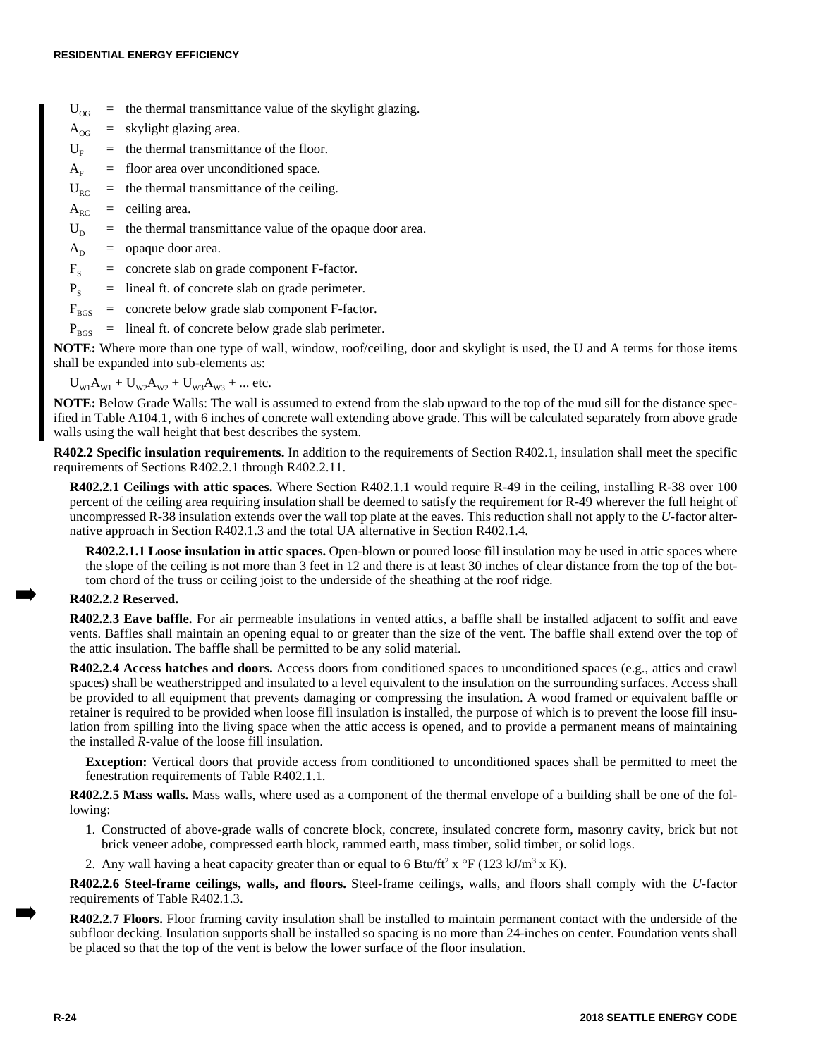$U_{OG}$ = the thermal transmittance value of the skylight glazing.

$A_{OG}$ = skylight glazing area.

$U_F$ = the thermal transmittance of the floor.

$A_F$ = floor area over unconditioned space.

$U_{RC}$ = the thermal transmittance of the ceiling.

$A_{RC}$ = ceiling area.

$U_D$ = the thermal transmittance value of the opaque door area.

$A_D$ = opaque door area.

$F_S$ = concrete slab on grade component F-factor.

$P_S$ = lineal ft. of concrete slab on grade perimeter.

$F_{BGS}$ = concrete below grade slab component F-factor.

$P_{BGS}$ = lineal ft. of concrete below grade slab perimeter.

**NOTE:** Where more than one type of wall, window, roof/ceiling, door and skylight is used, the U and A terms for those items shall be expanded into sub-elements as:

$U_{W1}A_{W1} + U_{W2}A_{W2} + U_{W3}A_{W3} + ...$ etc.

**NOTE:** Below Grade Walls: The wall is assumed to extend from the slab upward to the top of the mud sill for the distance specified in Table A104.1, with 6 inches of concrete wall extending above grade. This will be calculated separately from above grade walls using the wall height that best describes the system.

**R402.2 Specific insulation requirements.** In addition to the requirements of Section R402.1, insulation shall meet the specific requirements of Sections R402.2.1 through R402.2.11.

**R402.2.1 Ceilings with attic spaces.** Where Section R402.1.1 would require R-49 in the ceiling, installing R-38 over 100 percent of the ceiling area requiring insulation shall be deemed to satisfy the requirement for R-49 wherever the full height of uncompressed R-38 insulation extends over the wall top plate at the eaves. This reduction shall not apply to the *U*-factor alternative approach in Section R402.1.3 and the total UA alternative in Section R402.1.4.

**R402.2.1.1 Loose insulation in attic spaces.** Open-blown or poured loose fill insulation may be used in attic spaces where the slope of the ceiling is not more than 3 feet in 12 and there is at least 30 inches of clear distance from the top of the bottom chord of the truss or ceiling joist to the underside of the sheathing at the roof ridge.

**R402.2.2 Reserved.**

**R402.2.3 Eave baffle.** For air permeable insulations in vented attics, a baffle shall be installed adjacent to soffit and eave vents. Baffles shall maintain an opening equal to or greater than the size of the vent. The baffle shall extend over the top of the attic insulation. The baffle shall be permitted to be any solid material.

**R402.2.4 Access hatches and doors.** Access doors from conditioned spaces to unconditioned spaces (e.g., attics and crawl spaces) shall be weatherstripped and insulated to a level equivalent to the insulation on the surrounding surfaces. Access shall be provided to all equipment that prevents damaging or compressing the insulation. A wood framed or equivalent baffle or retainer is required to be provided when loose fill insulation is installed, the purpose of which is to prevent the loose fill insulation from spilling into the living space when the attic access is opened, and to provide a permanent means of maintaining the installed *R*-value of the loose fill insulation.

**Exception:** Vertical doors that provide access from conditioned to unconditioned spaces shall be permitted to meet the fenestration requirements of Table R402.1.1.

**R402.2.5 Mass walls.** Mass walls, where used as a component of the thermal envelope of a building shall be one of the following:

1. Constructed of above-grade walls of concrete block, concrete, insulated concrete form, masonry cavity, brick but not brick veneer adobe, compressed earth block, rammed earth, mass timber, solid timber, or solid logs.
2. Any wall having a heat capacity greater than or equal to 6 Btu/ft$^2$ x °F (123 kJ/m$^3$ x K).

**R402.2.6 Steel-frame ceilings, walls, and floors.** Steel-frame ceilings, walls, and floors shall comply with the *U*-factor requirements of Table R402.1.3.

**R402.2.7 Floors.** Floor framing cavity insulation shall be installed to maintain permanent contact with the underside of the subfloor decking. Insulation supports shall be installed so spacing is no more than 24-inches on center. Foundation vents shall be placed so that the top of the vent is below the lower surface of the floor insulation.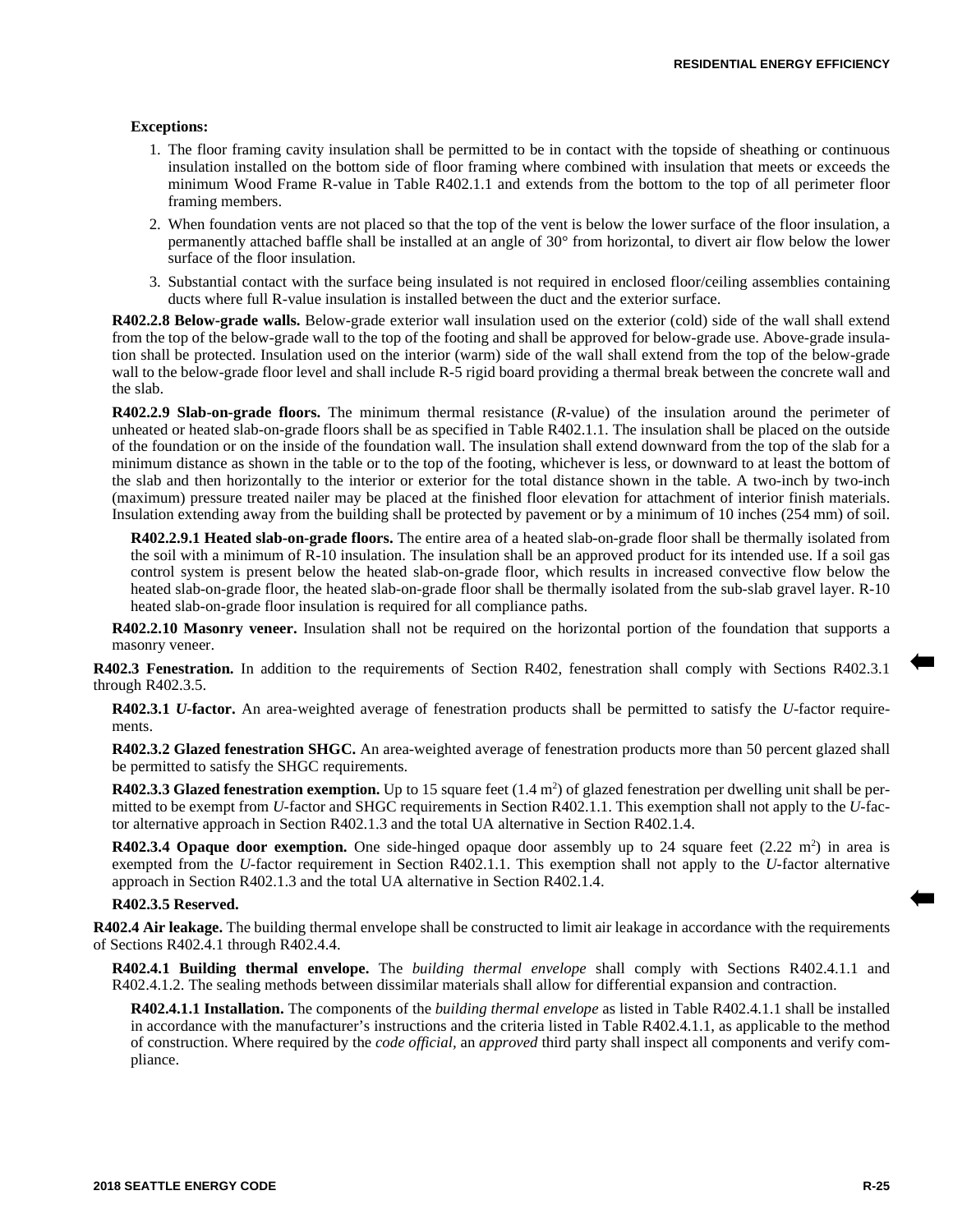**Exceptions:**

1. The floor framing cavity insulation shall be permitted to be in contact with the topside of sheathing or continuous insulation installed on the bottom side of floor framing where combined with insulation that meets or exceeds the minimum Wood Frame R-value in Table R402.1.1 and extends from the bottom to the top of all perimeter floor framing members.
2. When foundation vents are not placed so that the top of the vent is below the lower surface of the floor insulation, a permanently attached baffle shall be installed at an angle of 30° from horizontal, to divert air flow below the lower surface of the floor insulation.
3. Substantial contact with the surface being insulated is not required in enclosed floor/ceiling assemblies containing ducts where full R-value insulation is installed between the duct and the exterior surface.

**R402.2.8 Below-grade walls.** Below-grade exterior wall insulation used on the exterior (cold) side of the wall shall extend from the top of the below-grade wall to the top of the footing and shall be approved for below-grade use. Above-grade insulation shall be protected. Insulation used on the interior (warm) side of the wall shall extend from the top of the below-grade wall to the below-grade floor level and shall include R-5 rigid board providing a thermal break between the concrete wall and the slab.

**R402.2.9 Slab-on-grade floors.** The minimum thermal resistance (*R*-value) of the insulation around the perimeter of unheated or heated slab-on-grade floors shall be as specified in Table R402.1.1. The insulation shall be placed on the outside of the foundation or on the inside of the foundation wall. The insulation shall extend downward from the top of the slab for a minimum distance as shown in the table or to the top of the footing, whichever is less, or downward to at least the bottom of the slab and then horizontally to the interior or exterior for the total distance shown in the table. A two-inch by two-inch (maximum) pressure treated nailer may be placed at the finished floor elevation for attachment of interior finish materials. Insulation extending away from the building shall be protected by pavement or by a minimum of 10 inches (254 mm) of soil.

**R402.2.9.1 Heated slab-on-grade floors.** The entire area of a heated slab-on-grade floor shall be thermally isolated from the soil with a minimum of R-10 insulation. The insulation shall be an approved product for its intended use. If a soil gas control system is present below the heated slab-on-grade floor, which results in increased convective flow below the heated slab-on-grade floor, the heated slab-on-grade floor shall be thermally isolated from the sub-slab gravel layer. R-10 heated slab-on-grade floor insulation is required for all compliance paths.

**R402.2.10 Masonry veneer.** Insulation shall not be required on the horizontal portion of the foundation that supports a masonry veneer.

**R402.3 Fenestration.** In addition to the requirements of Section R402, fenestration shall comply with Sections R402.3.1 through R402.3.5.

**R402.3.1 *U*-factor.** An area-weighted average of fenestration products shall be permitted to satisfy the *U*-factor requirements.

**R402.3.2 Glazed fenestration SHGC.** An area-weighted average of fenestration products more than 50 percent glazed shall be permitted to satisfy the SHGC requirements.

**R402.3.3 Glazed fenestration exemption.** Up to 15 square feet (1.4 $m^2$) of glazed fenestration per dwelling unit shall be permitted to be exempt from *U*-factor and SHGC requirements in Section R402.1.1. This exemption shall not apply to the *U*-factor alternative approach in Section R402.1.3 and the total UA alternative in Section R402.1.4.

**R402.3.4 Opaque door exemption.** One side-hinged opaque door assembly up to 24 square feet (2.22 $m^2$) in area is exempted from the *U*-factor requirement in Section R402.1.1. This exemption shall not apply to the *U*-factor alternative approach in Section R402.1.3 and the total UA alternative in Section R402.1.4.

**R402.3.5 Reserved.**

**R402.4 Air leakage.** The building thermal envelope shall be constructed to limit air leakage in accordance with the requirements of Sections R402.4.1 through R402.4.4.

**R402.4.1 Building thermal envelope.** The *building thermal envelope* shall comply with Sections R402.4.1.1 and R402.4.1.2. The sealing methods between dissimilar materials shall allow for differential expansion and contraction.

**R402.4.1.1 Installation.** The components of the *building thermal envelope* as listed in Table R402.4.1.1 shall be installed in accordance with the manufacturer's instructions and the criteria listed in Table R402.4.1.1, as applicable to the method of construction. Where required by the *code official*, an *approved* third party shall inspect all components and verify compliance.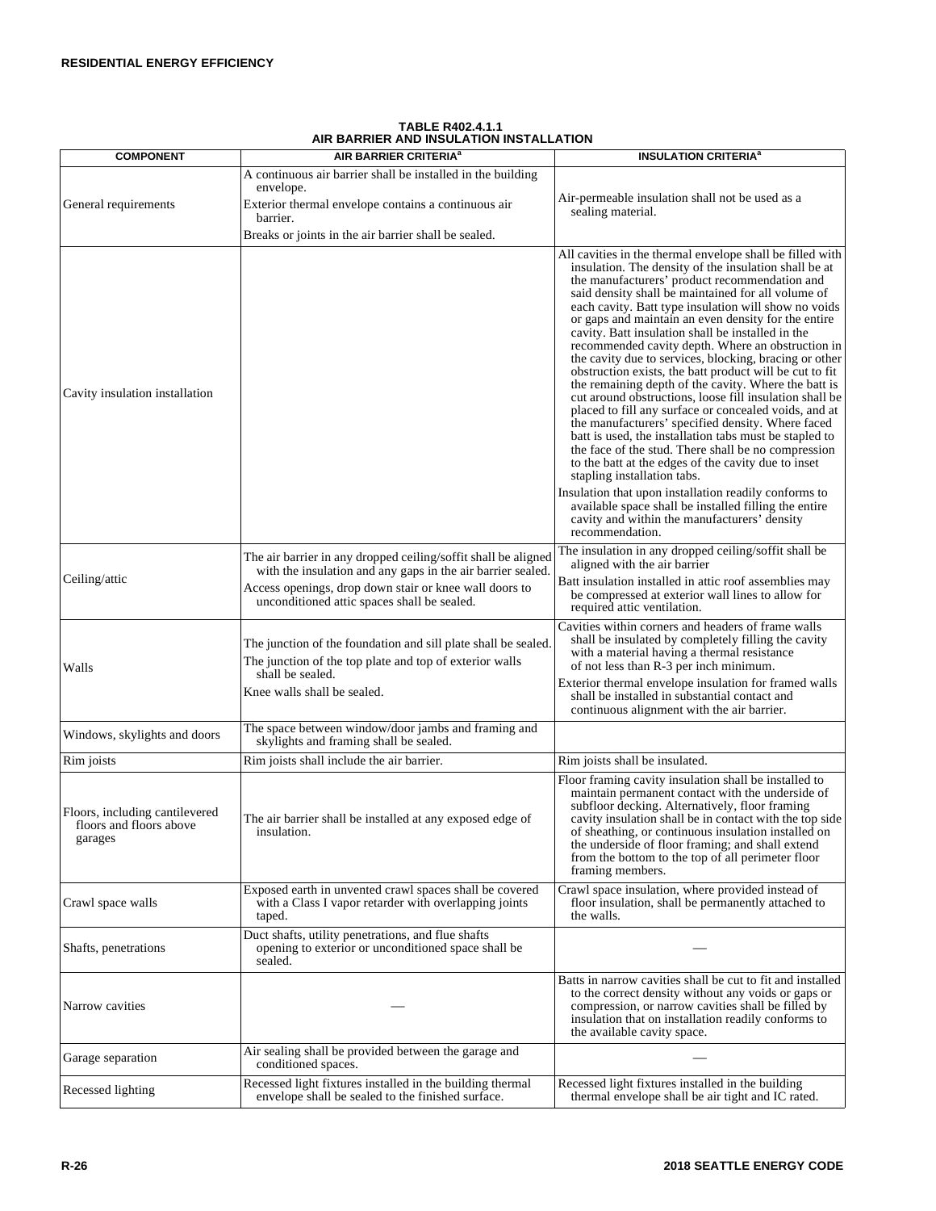**TABLE R402.4.1.1**
**AIR BARRIER AND INSULATION INSTALLATION**

| COMPONENT | AIR BARRIER CRITERIA[a] | INSULATION CRITERIA[a] |
|---|---|---|
| General requirements | A continuous air barrier shall be installed in the building envelope.<br>Exterior thermal envelope contains a continuous air barrier.<br>Breaks or joints in the air barrier shall be sealed. | Air-permeable insulation shall not be used as a sealing material. |
| Cavity insulation installation | | All cavities in the thermal envelope shall be filled with insulation. The density of the insulation shall be at the manufacturers' product recommendation and said density shall be maintained for all volume of each cavity. Batt type insulation will show no voids or gaps and maintain an even density for the entire cavity. Batt insulation shall be installed in the recommended cavity depth. Where an obstruction in the cavity due to services, blocking, bracing or other obstruction exists, the batt product will be cut to fit the remaining depth of the cavity. Where the batt is cut around obstructions, loose fill insulation shall be placed to fill any surface or concealed voids, and at the manufacturers' specified density. Where faced batt is used, the installation tabs must be stapled to the face of the stud. There shall be no compression to the batt at the edges of the cavity due to inset stapling installation tabs.<br>Insulation that upon installation readily conforms to available space shall be installed filling the entire cavity and within the manufacturers' density recommendation. |
| Ceiling/attic | The air barrier in any dropped ceiling/soffit shall be aligned with the insulation and any gaps in the air barrier sealed.<br>Access openings, drop down stair or knee wall doors to unconditioned attic spaces shall be sealed. | The insulation in any dropped ceiling/soffit shall be aligned with the air barrier<br>Batt insulation installed in attic roof assemblies may be compressed at exterior wall lines to allow for required attic ventilation. |
| Walls | The junction of the foundation and sill plate shall be sealed.<br>The junction of the top plate and top of exterior walls shall be sealed.<br>Knee walls shall be sealed. | Cavities within corners and headers of frame walls shall be insulated by completely filling the cavity with a material having a thermal resistance of not less than R-3 per inch minimum.<br>Exterior thermal envelope insulation for framed walls shall be installed in substantial contact and continuous alignment with the air barrier. |
| Windows, skylights and doors | The space between window/door jambs and framing and skylights and framing shall be sealed. | |
| Rim joists | Rim joists shall include the air barrier. | Rim joists shall be insulated. |
| Floors, including cantilevered floors and floors above garages | The air barrier shall be installed at any exposed edge of insulation. | Floor framing cavity insulation shall be installed to maintain permanent contact with the underside of subfloor decking. Alternatively, floor framing cavity insulation shall be in contact with the top side of sheathing, or continuous insulation installed on the underside of floor framing; and shall extend from the bottom to the top of all perimeter floor framing members. |
| Crawl space walls | Exposed earth in unvented crawl spaces shall be covered with a Class I vapor retarder with overlapping joints taped. | Crawl space insulation, where provided instead of floor insulation, shall be permanently attached to the walls. |
| Shafts, penetrations | Duct shafts, utility penetrations, and flue shafts opening to exterior or unconditioned space shall be sealed. | — |
| Narrow cavities | — | Batts in narrow cavities shall be cut to fit and installed to the correct density without any voids or gaps or compression, or narrow cavities shall be filled by insulation that on installation readily conforms to the available cavity space. |
| Garage separation | Air sealing shall be provided between the garage and conditioned spaces. | — |
| Recessed lighting | Recessed light fixtures installed in the building thermal envelope shall be sealed to the finished surface. | Recessed light fixtures installed in the building thermal envelope shall be air tight and IC rated. |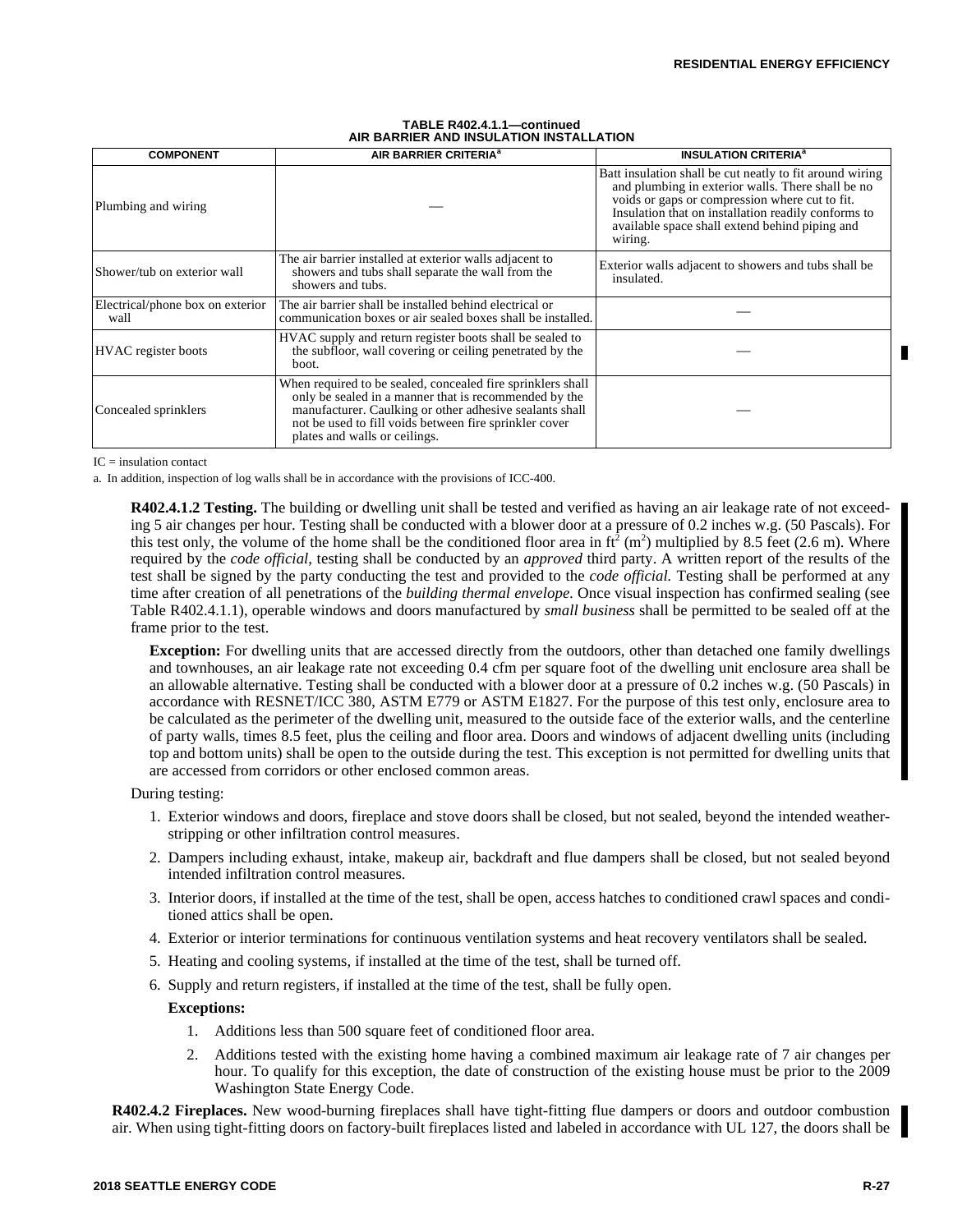**TABLE R402.4.1.1—continued**
**AIR BARRIER AND INSULATION INSTALLATION**

| COMPONENT | AIR BARRIER CRITERIA[a] | INSULATION CRITERIA[a] |
|---|---|---|
| Plumbing and wiring | — | Batt insulation shall be cut neatly to fit around wiring and plumbing in exterior walls. There shall be no voids or gaps or compression where cut to fit. Insulation that on installation readily conforms to available space shall extend behind piping and wiring. |
| Shower/tub on exterior wall | The air barrier installed at exterior walls adjacent to showers and tubs shall separate the wall from the showers and tubs. | Exterior walls adjacent to showers and tubs shall be insulated. |
| Electrical/phone box on exterior wall | The air barrier shall be installed behind electrical or communication boxes or air sealed boxes shall be installed. | — |
| HVAC register boots | HVAC supply and return register boots shall be sealed to the subfloor, wall covering or ceiling penetrated by the boot. | — |
| Concealed sprinklers | When required to be sealed, concealed fire sprinklers shall only be sealed in a manner that is recommended by the manufacturer. Caulking or other adhesive sealants shall not be used to fill voids between fire sprinkler cover plates and walls or ceilings. | — |

IC = insulation contact

a. In addition, inspection of log walls shall be in accordance with the provisions of ICC-400.

**R402.4.1.2 Testing.** The building or dwelling unit shall be tested and verified as having an air leakage rate of not exceeding 5 air changes per hour. Testing shall be conducted with a blower door at a pressure of 0.2 inches w.g. (50 Pascals). For this test only, the volume of the home shall be the conditioned floor area in $ft^2$ ($m^2$) multiplied by 8.5 feet (2.6 m). Where required by the *code official,* testing shall be conducted by an *approved* third party. A written report of the results of the test shall be signed by the party conducting the test and provided to the *code official.* Testing shall be performed at any time after creation of all penetrations of the *building thermal envelope.* Once visual inspection has confirmed sealing (see Table R402.4.1.1), operable windows and doors manufactured by *small business* shall be permitted to be sealed off at the frame prior to the test.

**Exception:** For dwelling units that are accessed directly from the outdoors, other than detached one family dwellings and townhouses, an air leakage rate not exceeding 0.4 cfm per square foot of the dwelling unit enclosure area shall be an allowable alternative. Testing shall be conducted with a blower door at a pressure of 0.2 inches w.g. (50 Pascals) in accordance with RESNET/ICC 380, ASTM E779 or ASTM E1827. For the purpose of this test only, enclosure area to be calculated as the perimeter of the dwelling unit, measured to the outside face of the exterior walls, and the centerline of party walls, times 8.5 feet, plus the ceiling and floor area. Doors and windows of adjacent dwelling units (including top and bottom units) shall be open to the outside during the test. This exception is not permitted for dwelling units that are accessed from corridors or other enclosed common areas.

During testing:

1. Exterior windows and doors, fireplace and stove doors shall be closed, but not sealed, beyond the intended weatherstripping or other infiltration control measures.
2. Dampers including exhaust, intake, makeup air, backdraft and flue dampers shall be closed, but not sealed beyond intended infiltration control measures.
3. Interior doors, if installed at the time of the test, shall be open, access hatches to conditioned crawl spaces and conditioned attics shall be open.
4. Exterior or interior terminations for continuous ventilation systems and heat recovery ventilators shall be sealed.
5. Heating and cooling systems, if installed at the time of the test, shall be turned off.
6. Supply and return registers, if installed at the time of the test, shall be fully open.

**Exceptions:**

1. Additions less than 500 square feet of conditioned floor area.
2. Additions tested with the existing home having a combined maximum air leakage rate of 7 air changes per hour. To qualify for this exception, the date of construction of the existing house must be prior to the 2009 Washington State Energy Code.

**R402.4.2 Fireplaces.** New wood-burning fireplaces shall have tight-fitting flue dampers or doors and outdoor combustion air. When using tight-fitting doors on factory-built fireplaces listed and labeled in accordance with UL 127, the doors shall be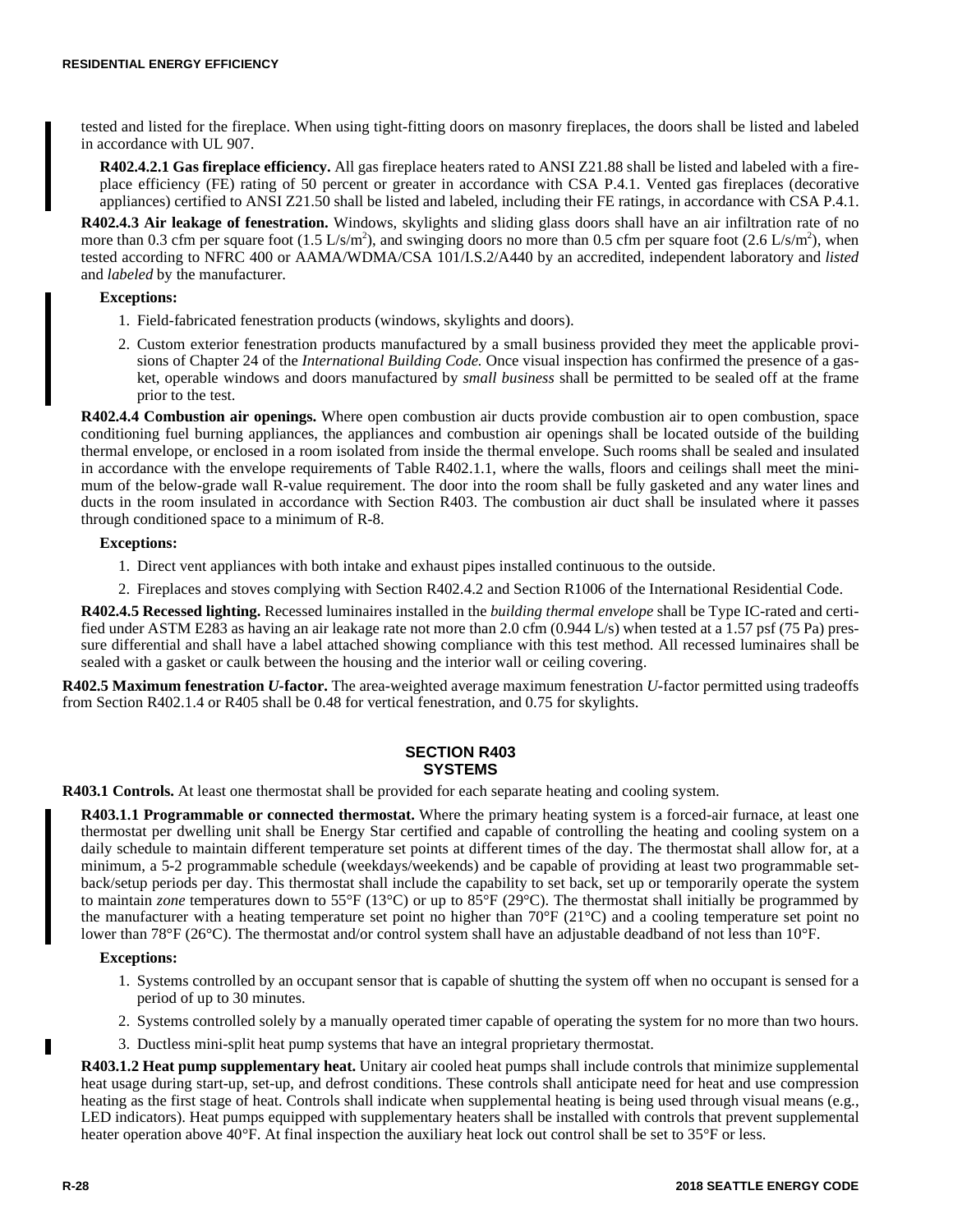tested and listed for the fireplace. When using tight-fitting doors on masonry fireplaces, the doors shall be listed and labeled in accordance with UL 907.

**R402.4.2.1 Gas fireplace efficiency.** All gas fireplace heaters rated to ANSI Z21.88 shall be listed and labeled with a fireplace efficiency (FE) rating of 50 percent or greater in accordance with CSA P.4.1. Vented gas fireplaces (decorative appliances) certified to ANSI Z21.50 shall be listed and labeled, including their FE ratings, in accordance with CSA P.4.1.

**R402.4.3 Air leakage of fenestration.** Windows, skylights and sliding glass doors shall have an air infiltration rate of no more than 0.3 cfm per square foot (1.5 L/s/m$^2$), and swinging doors no more than 0.5 cfm per square foot (2.6 L/s/m$^2$), when tested according to NFRC 400 or AAMA/WDMA/CSA 101/I.S.2/A440 by an accredited, independent laboratory and *listed* and *labeled* by the manufacturer.

**Exceptions:**

1. Field-fabricated fenestration products (windows, skylights and doors).
2. Custom exterior fenestration products manufactured by a small business provided they meet the applicable provisions of Chapter 24 of the *International Building Code.* Once visual inspection has confirmed the presence of a gasket, operable windows and doors manufactured by *small business* shall be permitted to be sealed off at the frame prior to the test.

**R402.4.4 Combustion air openings.** Where open combustion air ducts provide combustion air to open combustion, space conditioning fuel burning appliances, the appliances and combustion air openings shall be located outside of the building thermal envelope, or enclosed in a room isolated from inside the thermal envelope. Such rooms shall be sealed and insulated in accordance with the envelope requirements of Table R402.1.1, where the walls, floors and ceilings shall meet the minimum of the below-grade wall R-value requirement. The door into the room shall be fully gasketed and any water lines and ducts in the room insulated in accordance with Section R403. The combustion air duct shall be insulated where it passes through conditioned space to a minimum of R-8.

**Exceptions:**

1. Direct vent appliances with both intake and exhaust pipes installed continuous to the outside.
2. Fireplaces and stoves complying with Section R402.4.2 and Section R1006 of the International Residential Code.

**R402.4.5 Recessed lighting.** Recessed luminaires installed in the *building thermal envelope* shall be Type IC-rated and certified under ASTM E283 as having an air leakage rate not more than 2.0 cfm (0.944 L/s) when tested at a 1.57 psf (75 Pa) pressure differential and shall have a label attached showing compliance with this test method. All recessed luminaires shall be sealed with a gasket or caulk between the housing and the interior wall or ceiling covering.

**R402.5 Maximum fenestration *U*-factor.** The area-weighted average maximum fenestration *U*-factor permitted using tradeoffs from Section R402.1.4 or R405 shall be 0.48 for vertical fenestration, and 0.75 for skylights.

## SECTION R403 SYSTEMS

**R403.1 Controls.** At least one thermostat shall be provided for each separate heating and cooling system.

**R403.1.1 Programmable or connected thermostat.** Where the primary heating system is a forced-air furnace, at least one thermostat per dwelling unit shall be Energy Star certified and capable of controlling the heating and cooling system on a daily schedule to maintain different temperature set points at different times of the day. The thermostat shall allow for, at a minimum, a 5-2 programmable schedule (weekdays/weekends) and be capable of providing at least two programmable setback/setup periods per day. This thermostat shall include the capability to set back, set up or temporarily operate the system to maintain *zone* temperatures down to 55°F (13°C) or up to 85°F (29°C). The thermostat shall initially be programmed by the manufacturer with a heating temperature set point no higher than 70°F (21°C) and a cooling temperature set point no lower than 78°F (26°C). The thermostat and/or control system shall have an adjustable deadband of not less than 10°F.

**Exceptions:**

1. Systems controlled by an occupant sensor that is capable of shutting the system off when no occupant is sensed for a period of up to 30 minutes.
2. Systems controlled solely by a manually operated timer capable of operating the system for no more than two hours.
3. Ductless mini-split heat pump systems that have an integral proprietary thermostat.

**R403.1.2 Heat pump supplementary heat.** Unitary air cooled heat pumps shall include controls that minimize supplemental heat usage during start-up, set-up, and defrost conditions. These controls shall anticipate need for heat and use compression heating as the first stage of heat. Controls shall indicate when supplemental heating is being used through visual means (e.g., LED indicators). Heat pumps equipped with supplementary heaters shall be installed with controls that prevent supplemental heater operation above 40°F. At final inspection the auxiliary heat lock out control shall be set to 35°F or less.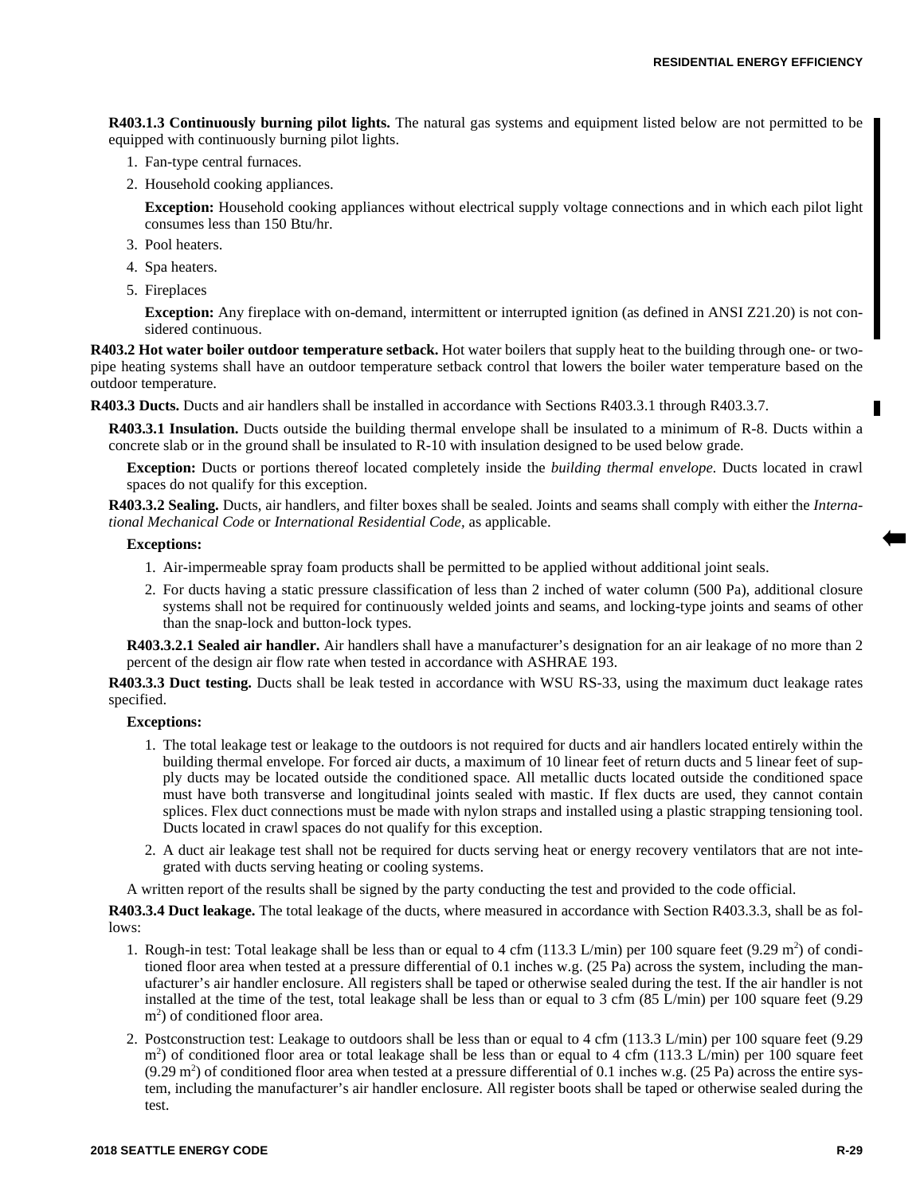**R403.1.3 Continuously burning pilot lights.** The natural gas systems and equipment listed below are not permitted to be equipped with continuously burning pilot lights.

1. Fan-type central furnaces.
2. Household cooking appliances.

   **Exception:** Household cooking appliances without electrical supply voltage connections and in which each pilot light consumes less than 150 Btu/hr.

3. Pool heaters.
4. Spa heaters.
5. Fireplaces

   **Exception:** Any fireplace with on-demand, intermittent or interrupted ignition (as defined in ANSI Z21.20) is not considered continuous.

**R403.2 Hot water boiler outdoor temperature setback.** Hot water boilers that supply heat to the building through one- or two-pipe heating systems shall have an outdoor temperature setback control that lowers the boiler water temperature based on the outdoor temperature.

**R403.3 Ducts.** Ducts and air handlers shall be installed in accordance with Sections R403.3.1 through R403.3.7.

**R403.3.1 Insulation.** Ducts outside the building thermal envelope shall be insulated to a minimum of R-8. Ducts within a concrete slab or in the ground shall be insulated to R-10 with insulation designed to be used below grade.

**Exception:** Ducts or portions thereof located completely inside the *building thermal envelope*. Ducts located in crawl spaces do not qualify for this exception.

**R403.3.2 Sealing.** Ducts, air handlers, and filter boxes shall be sealed. Joints and seams shall comply with either the *International Mechanical Code* or *International Residential Code,* as applicable.

**Exceptions:**

1. Air-impermeable spray foam products shall be permitted to be applied without additional joint seals.
2. For ducts having a static pressure classification of less than 2 inched of water column (500 Pa), additional closure systems shall not be required for continuously welded joints and seams, and locking-type joints and seams of other than the snap-lock and button-lock types.

**R403.3.2.1 Sealed air handler.** Air handlers shall have a manufacturer's designation for an air leakage of no more than 2 percent of the design air flow rate when tested in accordance with ASHRAE 193.

**R403.3.3 Duct testing.** Ducts shall be leak tested in accordance with WSU RS-33, using the maximum duct leakage rates specified.

**Exceptions:**

1. The total leakage test or leakage to the outdoors is not required for ducts and air handlers located entirely within the building thermal envelope. For forced air ducts, a maximum of 10 linear feet of return ducts and 5 linear feet of supply ducts may be located outside the conditioned space. All metallic ducts located outside the conditioned space must have both transverse and longitudinal joints sealed with mastic. If flex ducts are used, they cannot contain splices. Flex duct connections must be made with nylon straps and installed using a plastic strapping tensioning tool. Ducts located in crawl spaces do not qualify for this exception.
2. A duct air leakage test shall not be required for ducts serving heat or energy recovery ventilators that are not integrated with ducts serving heating or cooling systems.

A written report of the results shall be signed by the party conducting the test and provided to the code official.

**R403.3.4 Duct leakage.** The total leakage of the ducts, where measured in accordance with Section R403.3.3, shall be as follows:

1. Rough-in test: Total leakage shall be less than or equal to 4 cfm (113.3 L/min) per 100 square feet (9.29 $m^2$) of conditioned floor area when tested at a pressure differential of 0.1 inches w.g. (25 Pa) across the system, including the manufacturer's air handler enclosure. All registers shall be taped or otherwise sealed during the test. If the air handler is not installed at the time of the test, total leakage shall be less than or equal to 3 cfm (85 L/min) per 100 square feet (9.29 $m^2$) of conditioned floor area.
2. Postconstruction test: Leakage to outdoors shall be less than or equal to 4 cfm (113.3 L/min) per 100 square feet (9.29 $m^2$) of conditioned floor area or total leakage shall be less than or equal to 4 cfm (113.3 L/min) per 100 square feet (9.29 $m^2$) of conditioned floor area when tested at a pressure differential of 0.1 inches w.g. (25 Pa) across the entire system, including the manufacturer's air handler enclosure. All register boots shall be taped or otherwise sealed during the test.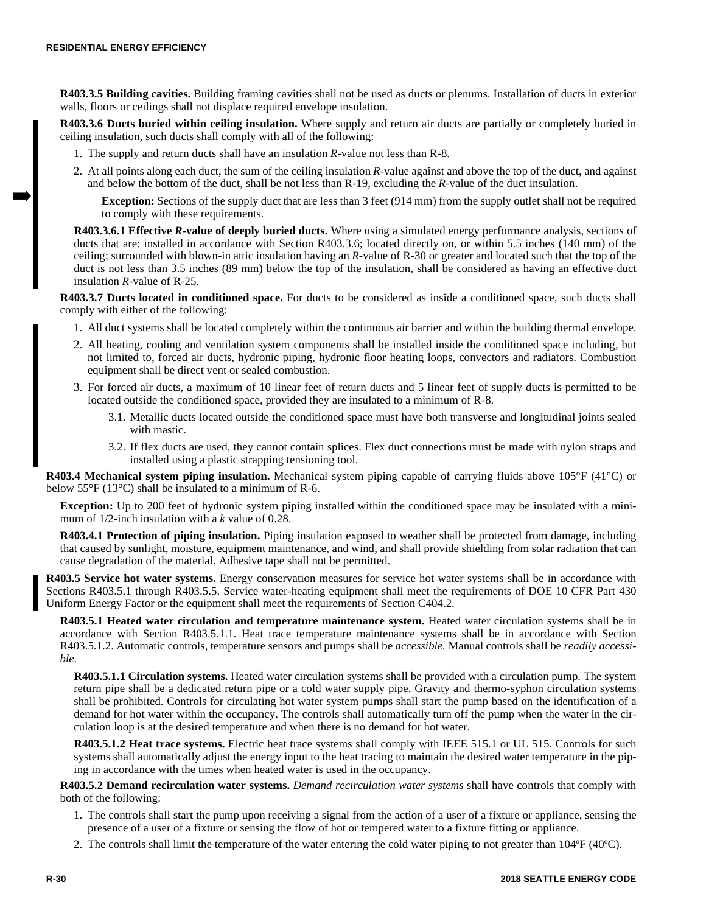**R403.3.5 Building cavities.** Building framing cavities shall not be used as ducts or plenums. Installation of ducts in exterior walls, floors or ceilings shall not displace required envelope insulation.

**R403.3.6 Ducts buried within ceiling insulation.** Where supply and return air ducts are partially or completely buried in ceiling insulation, such ducts shall comply with all of the following:

1. The supply and return ducts shall have an insulation *R*-value not less than R-8.
2. At all points along each duct, the sum of the ceiling insulation *R*-value against and above the top of the duct, and against and below the bottom of the duct, shall be not less than R-19, excluding the *R*-value of the duct insulation.

   **Exception:** Sections of the supply duct that are less than 3 feet (914 mm) from the supply outlet shall not be required to comply with these requirements.

**R403.3.6.1 Effective *R*-value of deeply buried ducts.** Where using a simulated energy performance analysis, sections of ducts that are: installed in accordance with Section R403.3.6; located directly on, or within 5.5 inches (140 mm) of the ceiling; surrounded with blown-in attic insulation having an *R*-value of R-30 or greater and located such that the top of the duct is not less than 3.5 inches (89 mm) below the top of the insulation, shall be considered as having an effective duct insulation *R*-value of R-25.

**R403.3.7 Ducts located in conditioned space.** For ducts to be considered as inside a conditioned space, such ducts shall comply with either of the following:

1. All duct systems shall be located completely within the continuous air barrier and within the building thermal envelope.
2. All heating, cooling and ventilation system components shall be installed inside the conditioned space including, but not limited to, forced air ducts, hydronic piping, hydronic floor heating loops, convectors and radiators. Combustion equipment shall be direct vent or sealed combustion.
3. For forced air ducts, a maximum of 10 linear feet of return ducts and 5 linear feet of supply ducts is permitted to be located outside the conditioned space, provided they are insulated to a minimum of R-8.
   - 3.1. Metallic ducts located outside the conditioned space must have both transverse and longitudinal joints sealed with mastic.
   - 3.2. If flex ducts are used, they cannot contain splices. Flex duct connections must be made with nylon straps and installed using a plastic strapping tensioning tool.

**R403.4 Mechanical system piping insulation.** Mechanical system piping capable of carrying fluids above 105°F (41°C) or below 55°F (13°C) shall be insulated to a minimum of R-6.

**Exception:** Up to 200 feet of hydronic system piping installed within the conditioned space may be insulated with a minimum of 1/2-inch insulation with a *k* value of 0.28.

**R403.4.1 Protection of piping insulation.** Piping insulation exposed to weather shall be protected from damage, including that caused by sunlight, moisture, equipment maintenance, and wind, and shall provide shielding from solar radiation that can cause degradation of the material. Adhesive tape shall not be permitted.

**R403.5 Service hot water systems.** Energy conservation measures for service hot water systems shall be in accordance with Sections R403.5.1 through R403.5.5. Service water-heating equipment shall meet the requirements of DOE 10 CFR Part 430 Uniform Energy Factor or the equipment shall meet the requirements of Section C404.2.

**R403.5.1 Heated water circulation and temperature maintenance system.** Heated water circulation systems shall be in accordance with Section R403.5.1.1. Heat trace temperature maintenance systems shall be in accordance with Section R403.5.1.2. Automatic controls, temperature sensors and pumps shall be *accessible.* Manual controls shall be *readily accessible*.

**R403.5.1.1 Circulation systems.** Heated water circulation systems shall be provided with a circulation pump. The system return pipe shall be a dedicated return pipe or a cold water supply pipe. Gravity and thermo-syphon circulation systems shall be prohibited. Controls for circulating hot water system pumps shall start the pump based on the identification of a demand for hot water within the occupancy. The controls shall automatically turn off the pump when the water in the circulation loop is at the desired temperature and when there is no demand for hot water.

**R403.5.1.2 Heat trace systems.** Electric heat trace systems shall comply with IEEE 515.1 or UL 515. Controls for such systems shall automatically adjust the energy input to the heat tracing to maintain the desired water temperature in the piping in accordance with the times when heated water is used in the occupancy.

**R403.5.2 Demand recirculation water systems.** *Demand recirculation water systems* shall have controls that comply with both of the following:

1. The controls shall start the pump upon receiving a signal from the action of a user of a fixture or appliance, sensing the presence of a user of a fixture or sensing the flow of hot or tempered water to a fixture fitting or appliance.
2. The controls shall limit the temperature of the water entering the cold water piping to not greater than 104ºF (40ºC).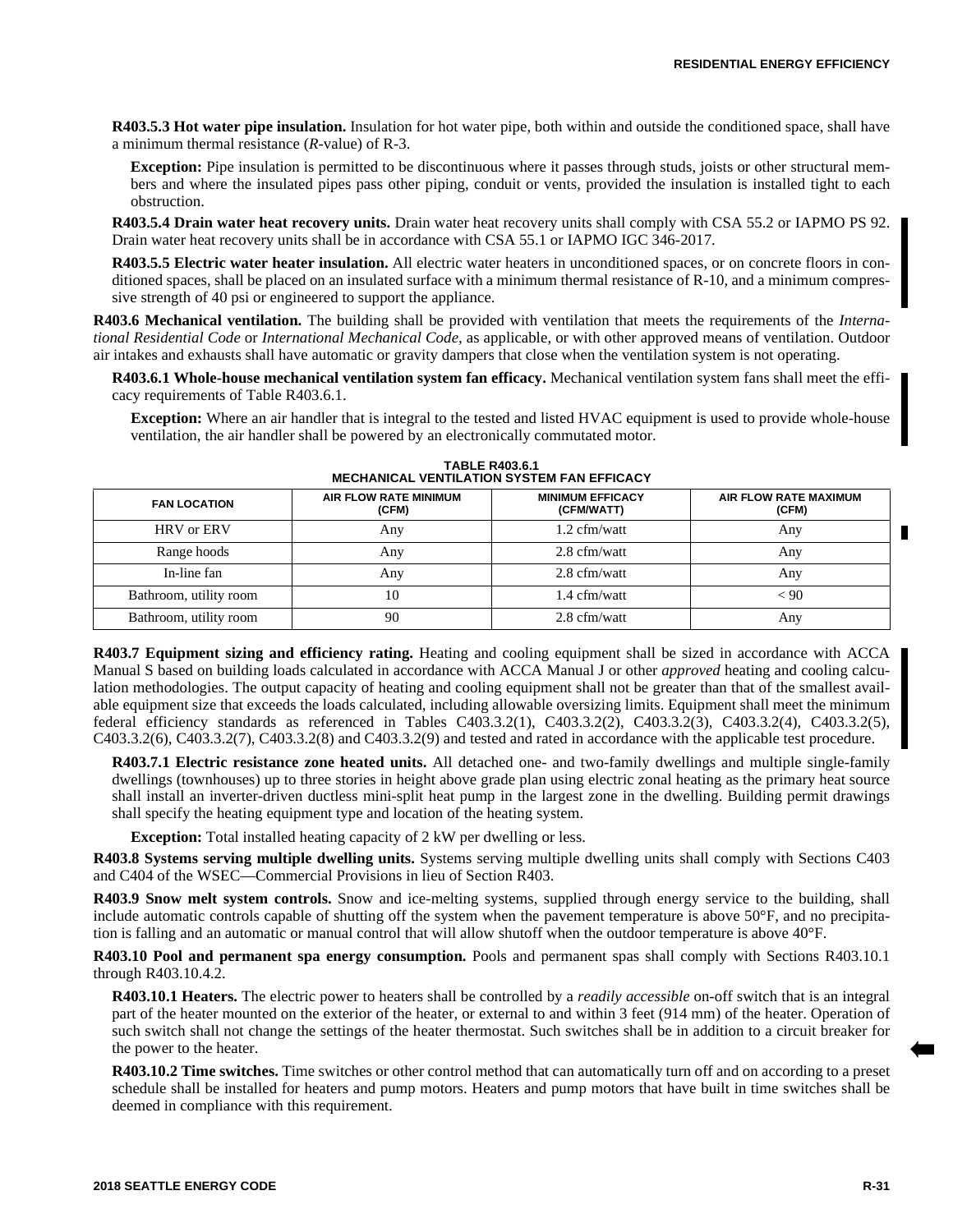**R403.5.3 Hot water pipe insulation.** Insulation for hot water pipe, both within and outside the conditioned space, shall have a minimum thermal resistance (*R*-value) of R-3.

**Exception:** Pipe insulation is permitted to be discontinuous where it passes through studs, joists or other structural members and where the insulated pipes pass other piping, conduit or vents, provided the insulation is installed tight to each obstruction.

**R403.5.4 Drain water heat recovery units.** Drain water heat recovery units shall comply with CSA 55.2 or IAPMO PS 92. Drain water heat recovery units shall be in accordance with CSA 55.1 or IAPMO IGC 346-2017.

**R403.5.5 Electric water heater insulation.** All electric water heaters in unconditioned spaces, or on concrete floors in conditioned spaces, shall be placed on an insulated surface with a minimum thermal resistance of R-10, and a minimum compressive strength of 40 psi or engineered to support the appliance.

**R403.6 Mechanical ventilation.** The building shall be provided with ventilation that meets the requirements of the *International Residential Code* or *International Mechanical Code*, as applicable, or with other approved means of ventilation. Outdoor air intakes and exhausts shall have automatic or gravity dampers that close when the ventilation system is not operating.

**R403.6.1 Whole-house mechanical ventilation system fan efficacy.** Mechanical ventilation system fans shall meet the efficacy requirements of Table R403.6.1.

**Exception:** Where an air handler that is integral to the tested and listed HVAC equipment is used to provide whole-house ventilation, the air handler shall be powered by an electronically commutated motor.

**TABLE R403.6.1
MECHANICAL VENTILATION SYSTEM FAN EFFICACY**

| FAN LOCATION | AIR FLOW RATE MINIMUM (CFM) | MINIMUM EFFICACY (CFM/WATT) | AIR FLOW RATE MAXIMUM (CFM) |
|---|---|---|---|
| HRV or ERV | Any | 1.2 cfm/watt | Any |
| Range hoods | Any | 2.8 cfm/watt | Any |
| In-line fan | Any | 2.8 cfm/watt | Any |
| Bathroom, utility room | 10 | 1.4 cfm/watt | < 90 |
| Bathroom, utility room | 90 | 2.8 cfm/watt | Any |

**R403.7 Equipment sizing and efficiency rating.** Heating and cooling equipment shall be sized in accordance with ACCA Manual S based on building loads calculated in accordance with ACCA Manual J or other *approved* heating and cooling calculation methodologies. The output capacity of heating and cooling equipment shall not be greater than that of the smallest available equipment size that exceeds the loads calculated, including allowable oversizing limits. Equipment shall meet the minimum federal efficiency standards as referenced in Tables C403.3.2(1), C403.3.2(2), C403.3.2(3), C403.3.2(4), C403.3.2(5), C403.3.2(6), C403.3.2(7), C403.3.2(8) and C403.3.2(9) and tested and rated in accordance with the applicable test procedure.

**R403.7.1 Electric resistance zone heated units.** All detached one- and two-family dwellings and multiple single-family dwellings (townhouses) up to three stories in height above grade plan using electric zonal heating as the primary heat source shall install an inverter-driven ductless mini-split heat pump in the largest zone in the dwelling. Building permit drawings shall specify the heating equipment type and location of the heating system.

**Exception:** Total installed heating capacity of 2 kW per dwelling or less.

**R403.8 Systems serving multiple dwelling units.** Systems serving multiple dwelling units shall comply with Sections C403 and C404 of the WSEC—Commercial Provisions in lieu of Section R403.

**R403.9 Snow melt system controls.** Snow and ice-melting systems, supplied through energy service to the building, shall include automatic controls capable of shutting off the system when the pavement temperature is above 50°F, and no precipitation is falling and an automatic or manual control that will allow shutoff when the outdoor temperature is above 40°F.

**R403.10 Pool and permanent spa energy consumption.** Pools and permanent spas shall comply with Sections R403.10.1 through R403.10.4.2.

**R403.10.1 Heaters.** The electric power to heaters shall be controlled by a *readily accessible* on-off switch that is an integral part of the heater mounted on the exterior of the heater, or external to and within 3 feet (914 mm) of the heater. Operation of such switch shall not change the settings of the heater thermostat. Such switches shall be in addition to a circuit breaker for the power to the heater.

**R403.10.2 Time switches.** Time switches or other control method that can automatically turn off and on according to a preset schedule shall be installed for heaters and pump motors. Heaters and pump motors that have built in time switches shall be deemed in compliance with this requirement.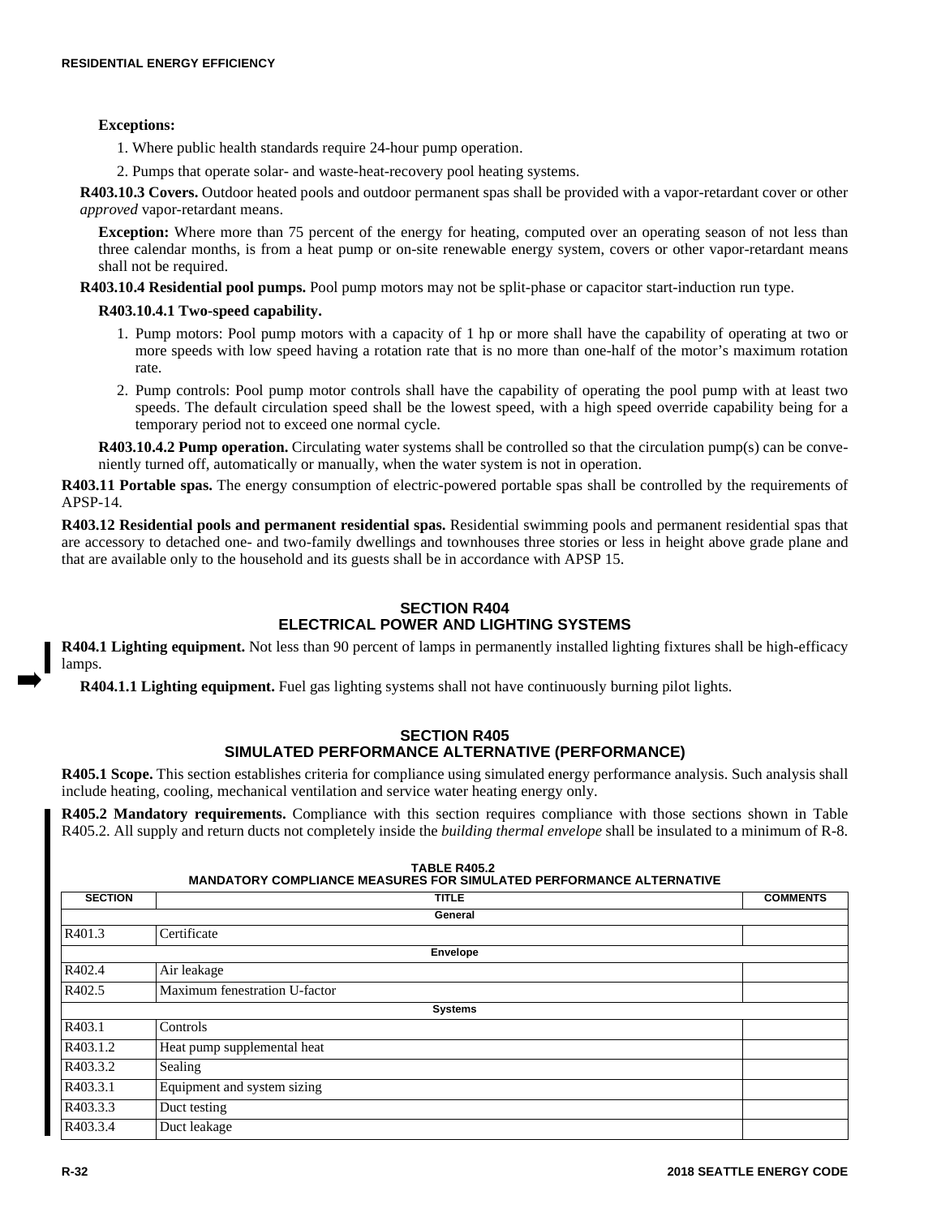**Exceptions:**

1. Where public health standards require 24-hour pump operation.
2. Pumps that operate solar- and waste-heat-recovery pool heating systems.

**R403.10.3 Covers.** Outdoor heated pools and outdoor permanent spas shall be provided with a vapor-retardant cover or other *approved* vapor-retardant means.

**Exception:** Where more than 75 percent of the energy for heating, computed over an operating season of not less than three calendar months, is from a heat pump or on-site renewable energy system, covers or other vapor-retardant means shall not be required.

**R403.10.4 Residential pool pumps.** Pool pump motors may not be split-phase or capacitor start-induction run type.

**R403.10.4.1 Two-speed capability.**

1. Pump motors: Pool pump motors with a capacity of 1 hp or more shall have the capability of operating at two or more speeds with low speed having a rotation rate that is no more than one-half of the motor's maximum rotation rate.
2. Pump controls: Pool pump motor controls shall have the capability of operating the pool pump with at least two speeds. The default circulation speed shall be the lowest speed, with a high speed override capability being for a temporary period not to exceed one normal cycle.

**R403.10.4.2 Pump operation.** Circulating water systems shall be controlled so that the circulation pump(s) can be conveniently turned off, automatically or manually, when the water system is not in operation.

**R403.11 Portable spas.** The energy consumption of electric-powered portable spas shall be controlled by the requirements of APSP-14.

**R403.12 Residential pools and permanent residential spas.** Residential swimming pools and permanent residential spas that are accessory to detached one- and two-family dwellings and townhouses three stories or less in height above grade plane and that are available only to the household and its guests shall be in accordance with APSP 15.

## SECTION R404
## ELECTRICAL POWER AND LIGHTING SYSTEMS

**R404.1 Lighting equipment.** Not less than 90 percent of lamps in permanently installed lighting fixtures shall be high-efficacy lamps.

**R404.1.1 Lighting equipment.** Fuel gas lighting systems shall not have continuously burning pilot lights.

## SECTION R405
## SIMULATED PERFORMANCE ALTERNATIVE (PERFORMANCE)

**R405.1 Scope.** This section establishes criteria for compliance using simulated energy performance analysis. Such analysis shall include heating, cooling, mechanical ventilation and service water heating energy only.

**R405.2 Mandatory requirements.** Compliance with this section requires compliance with those sections shown in Table R405.2. All supply and return ducts not completely inside the *building thermal envelope* shall be insulated to a minimum of R-8.

**TABLE R405.2**
**MANDATORY COMPLIANCE MEASURES FOR SIMULATED PERFORMANCE ALTERNATIVE**

| SECTION | TITLE | COMMENTS |
|---|---|---|
| **General** | | |
| R401.3 | Certificate | |
| **Envelope** | | |
| R402.4 | Air leakage | |
| R402.5 | Maximum fenestration U-factor | |
| **Systems** | | |
| R403.1 | Controls | |
| R403.1.2 | Heat pump supplemental heat | |
| R403.3.2 | Sealing | |
| R403.3.1 | Equipment and system sizing | |
| R403.3.3 | Duct testing | |
| R403.3.4 | Duct leakage | |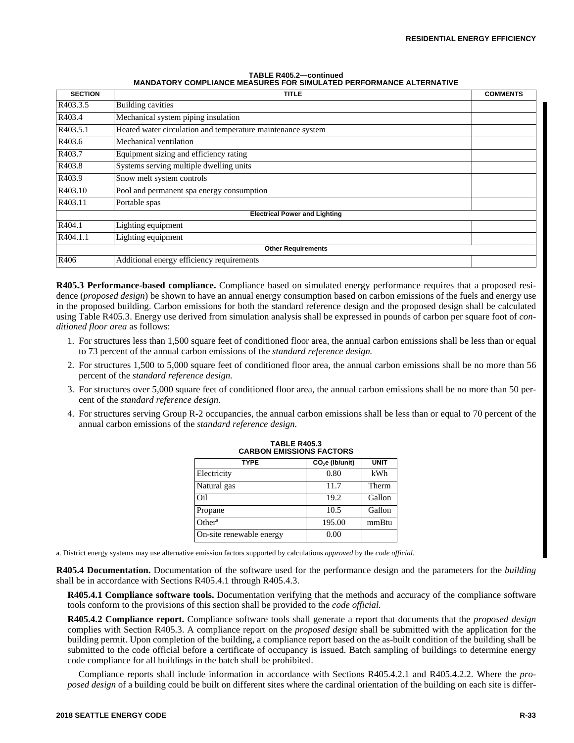**TABLE R405.2—continued**
**MANDATORY COMPLIANCE MEASURES FOR SIMULATED PERFORMANCE ALTERNATIVE**

| SECTION | TITLE | COMMENTS |
|---|---|---|
| R403.3.5 | Building cavities | |
| R403.4 | Mechanical system piping insulation | |
| R403.5.1 | Heated water circulation and temperature maintenance system | |
| R403.6 | Mechanical ventilation | |
| R403.7 | Equipment sizing and efficiency rating | |
| R403.8 | Systems serving multiple dwelling units | |
| R403.9 | Snow melt system controls | |
| R403.10 | Pool and permanent spa energy consumption | |
| R403.11 | Portable spas | |
| **Electrical Power and Lighting** | | |
| R404.1 | Lighting equipment | |
| R404.1.1 | Lighting equipment | |
| **Other Requirements** | | |
| R406 | Additional energy efficiency requirements | |

**R405.3 Performance-based compliance.** Compliance based on simulated energy performance requires that a proposed residence (*proposed design*) be shown to have an annual energy consumption based on carbon emissions of the fuels and energy use in the proposed building. Carbon emissions for both the standard reference design and the proposed design shall be calculated using Table R405.3. Energy use derived from simulation analysis shall be expressed in pounds of carbon per square foot of *conditioned floor area* as follows:

1. For structures less than 1,500 square feet of conditioned floor area, the annual carbon emissions shall be less than or equal to 73 percent of the annual carbon emissions of the *standard reference design.*
2. For structures 1,500 to 5,000 square feet of conditioned floor area, the annual carbon emissions shall be no more than 56 percent of the *standard reference design.*
3. For structures over 5,000 square feet of conditioned floor area, the annual carbon emissions shall be no more than 50 percent of the *standard reference design.*
4. For structures serving Group R-2 occupancies, the annual carbon emissions shall be less than or equal to 70 percent of the annual carbon emissions of the *standard reference design.*

**TABLE R405.3**
**CARBON EMISSIONS FACTORS**

| TYPE | $CO_2$e (lb/unit) | UNIT |
|---|---|---|
| Electricity | 0.80 | kWh |
| Natural gas | 11.7 | Therm |
| Oil | 19.2 | Gallon |
| Propane | 10.5 | Gallon |
| Other[a] | 195.00 | mmBtu |
| On-site renewable energy | 0.00 | |

a. District energy systems may use alternative emission factors supported by calculations *approved* by the *code official*.

**R405.4 Documentation.** Documentation of the software used for the performance design and the parameters for the *building* shall be in accordance with Sections R405.4.1 through R405.4.3.

**R405.4.1 Compliance software tools.** Documentation verifying that the methods and accuracy of the compliance software tools conform to the provisions of this section shall be provided to the *code official.*

**R405.4.2 Compliance report.** Compliance software tools shall generate a report that documents that the *proposed design* complies with Section R405.3. A compliance report on the *proposed design* shall be submitted with the application for the building permit. Upon completion of the building, a compliance report based on the as-built condition of the building shall be submitted to the code official before a certificate of occupancy is issued. Batch sampling of buildings to determine energy code compliance for all buildings in the batch shall be prohibited.

Compliance reports shall include information in accordance with Sections R405.4.2.1 and R405.4.2.2. Where the *proposed design* of a building could be built on different sites where the cardinal orientation of the building on each site is differ-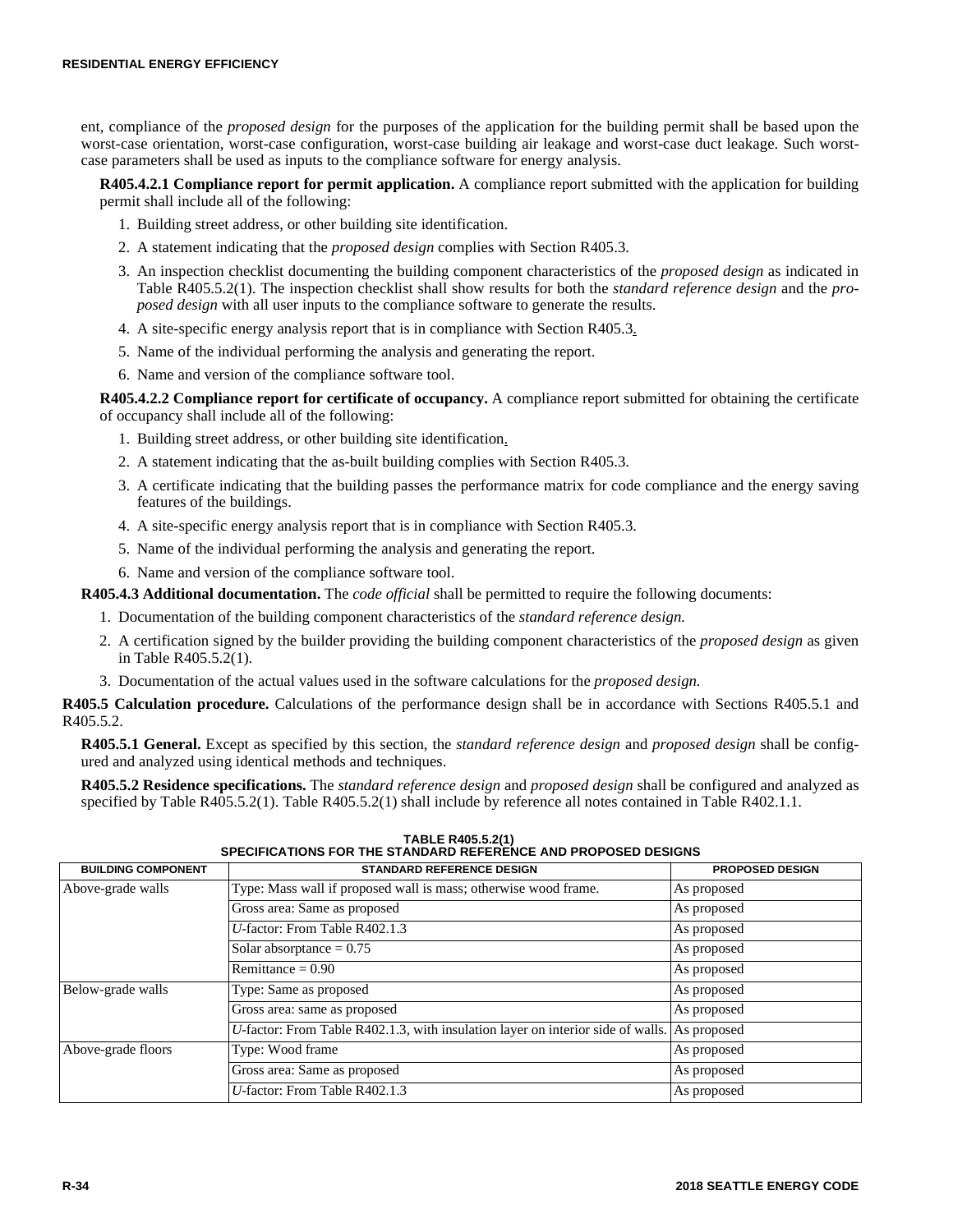ent, compliance of the *proposed design* for the purposes of the application for the building permit shall be based upon the worst-case orientation, worst-case configuration, worst-case building air leakage and worst-case duct leakage. Such worst-case parameters shall be used as inputs to the compliance software for energy analysis.

**R405.4.2.1 Compliance report for permit application.** A compliance report submitted with the application for building permit shall include all of the following:

1. Building street address, or other building site identification.
2. A statement indicating that the *proposed design* complies with Section R405.3.
3. An inspection checklist documenting the building component characteristics of the *proposed design* as indicated in Table R405.5.2(1). The inspection checklist shall show results for both the *standard reference design* and the *proposed design* with all user inputs to the compliance software to generate the results.
4. A site-specific energy analysis report that is in compliance with Section R405.3.
5. Name of the individual performing the analysis and generating the report.
6. Name and version of the compliance software tool.

**R405.4.2.2 Compliance report for certificate of occupancy.** A compliance report submitted for obtaining the certificate of occupancy shall include all of the following:

1. Building street address, or other building site identification.
2. A statement indicating that the as-built building complies with Section R405.3.
3. A certificate indicating that the building passes the performance matrix for code compliance and the energy saving features of the buildings.
4. A site-specific energy analysis report that is in compliance with Section R405.3.
5. Name of the individual performing the analysis and generating the report.
6. Name and version of the compliance software tool.

**R405.4.3 Additional documentation.** The *code official* shall be permitted to require the following documents:

1. Documentation of the building component characteristics of the *standard reference design.*
2. A certification signed by the builder providing the building component characteristics of the *proposed design* as given in Table R405.5.2(1).
3. Documentation of the actual values used in the software calculations for the *proposed design.*

**R405.5 Calculation procedure.** Calculations of the performance design shall be in accordance with Sections R405.5.1 and R405.5.2.

**R405.5.1 General.** Except as specified by this section, the *standard reference design* and *proposed design* shall be configured and analyzed using identical methods and techniques.

**R405.5.2 Residence specifications.** The *standard reference design* and *proposed design* shall be configured and analyzed as specified by Table R405.5.2(1). Table R405.5.2(1) shall include by reference all notes contained in Table R402.1.1.

**TABLE R405.5.2(1)**
**SPECIFICATIONS FOR THE STANDARD REFERENCE AND PROPOSED DESIGNS**

| BUILDING COMPONENT | STANDARD REFERENCE DESIGN | PROPOSED DESIGN |
|---|---|---|
| Above-grade walls | Type: Mass wall if proposed wall is mass; otherwise wood frame. | As proposed |
| | Gross area: Same as proposed | As proposed |
| | *U*-factor: From Table R402.1.3 | As proposed |
| | Solar absorptance = 0.75 | As proposed |
| | Remittance = 0.90 | As proposed |
| Below-grade walls | Type: Same as proposed | As proposed |
| | Gross area: same as proposed | As proposed |
| | *U*-factor: From Table R402.1.3, with insulation layer on interior side of walls. | As proposed |
| Above-grade floors | Type: Wood frame | As proposed |
| | Gross area: Same as proposed | As proposed |
| | *U*-factor: From Table R402.1.3 | As proposed |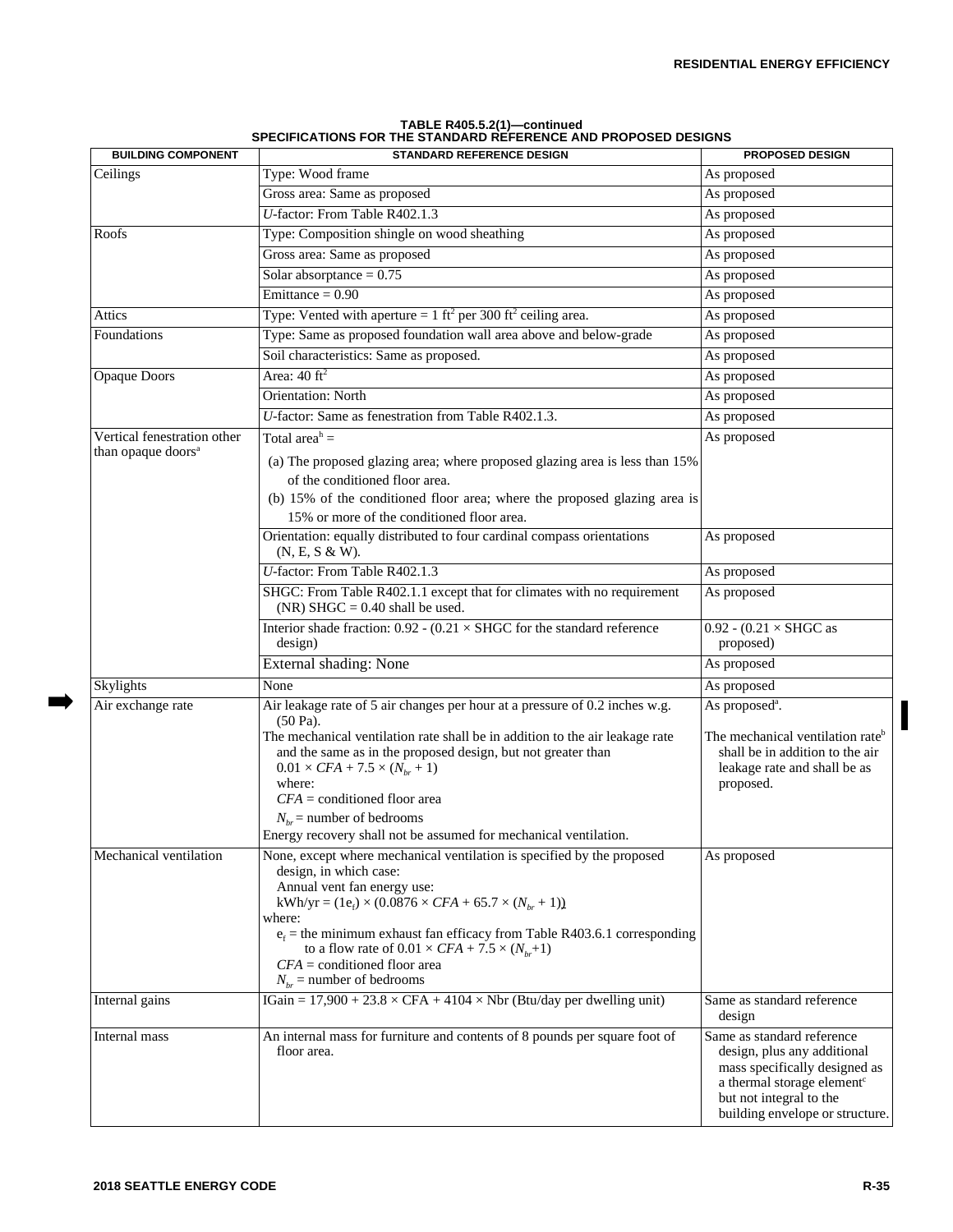**TABLE R405.5.2(1)—continued**
**SPECIFICATIONS FOR THE STANDARD REFERENCE AND PROPOSED DESIGNS**

| BUILDING COMPONENT | STANDARD REFERENCE DESIGN | PROPOSED DESIGN |
|---|---|---|
| Ceilings | Type: Wood frame | As proposed |
| | Gross area: Same as proposed | As proposed |
| | *U*-factor: From Table R402.1.3 | As proposed |
| Roofs | Type: Composition shingle on wood sheathing | As proposed |
| | Gross area: Same as proposed | As proposed |
| | Solar absorptance = 0.75 | As proposed |
| | Emittance = 0.90 | As proposed |
| Attics | Type: Vented with aperture = 1 $ft^2$ per 300 $ft^2$ ceiling area. | As proposed |
| Foundations | Type: Same as proposed foundation wall area above and below-grade | As proposed |
| | Soil characteristics: Same as proposed. | As proposed |
| Opaque Doors | Area: 40 $ft^2$ | As proposed |
| | Orientation: North | As proposed |
| | *U*-factor: Same as fenestration from Table R402.1.3. | As proposed |
| Vertical fenestration other than opaque doors[a] | Total area[h] = (a) The proposed glazing area; where proposed glazing area is less than 15% of the conditioned floor area. (b) 15% of the conditioned floor area; where the proposed glazing area is 15% or more of the conditioned floor area. | As proposed |
| | Orientation: equally distributed to four cardinal compass orientations (N, E, S & W). | As proposed |
| | *U*-factor: From Table R402.1.3 | As proposed |
| | SHGC: From Table R402.1.1 except that for climates with no requirement (NR) SHGC = 0.40 shall be used. | As proposed |
| | Interior shade fraction: 0.92 - (0.21 × SHGC for the standard reference design) | 0.92 - (0.21 × SHGC as proposed) |
| | External shading: None | As proposed |
| Skylights | None | As proposed |
| Air exchange rate | Air leakage rate of 5 air changes per hour at a pressure of 0.2 inches w.g. (50 Pa). The mechanical ventilation rate shall be in addition to the air leakage rate and the same as in the proposed design, but not greater than $0.01 \times CFA + 7.5 \times (N_{br} + 1)$ where: $CFA$ = conditioned floor area $N_{br}$ = number of bedrooms Energy recovery shall not be assumed for mechanical ventilation. | As proposed[a]. The mechanical ventilation rate[b] shall be in addition to the air leakage rate and shall be as proposed. |
| Mechanical ventilation | None, except where mechanical ventilation is specified by the proposed design, in which case: Annual vent fan energy use: $kWh/yr = (1e_f) \times (0.0876 \times CFA + 65.7 \times (N_{br} + 1))$ where: $e_f$ = the minimum exhaust fan efficacy from Table R403.6.1 corresponding to a flow rate of $0.01 \times CFA + 7.5 \times (N_{br}+1)$ $CFA$ = conditioned floor area $N_{br}$ = number of bedrooms | As proposed |
| Internal gains | IGain = 17,900 + 23.8 × CFA + 4104 × Nbr (Btu/day per dwelling unit) | Same as standard reference design |
| Internal mass | An internal mass for furniture and contents of 8 pounds per square foot of floor area. | Same as standard reference design, plus any additional mass specifically designed as a thermal storage element[c] but not integral to the building envelope or structure. |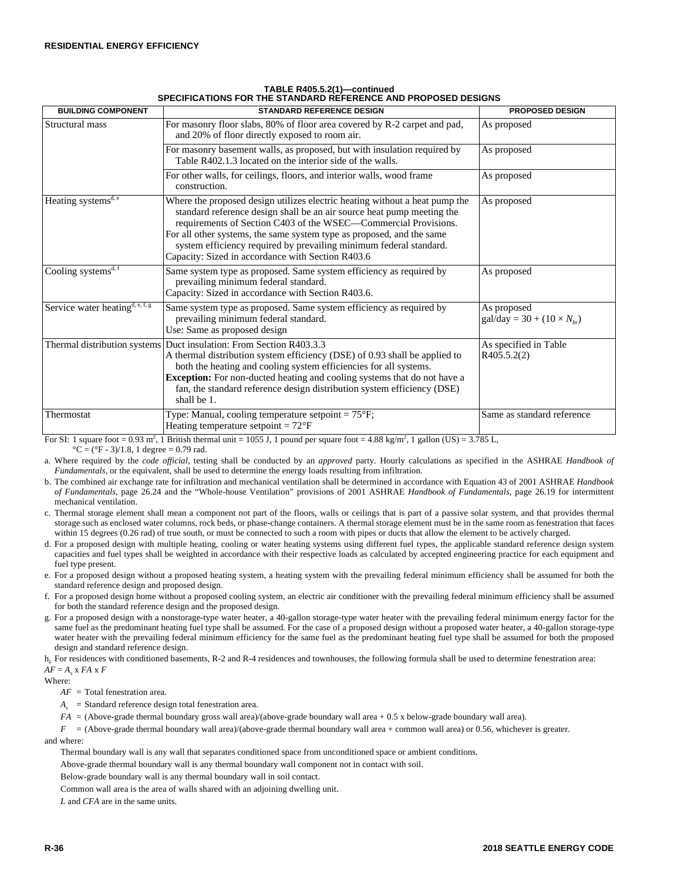**TABLE R405.5.2(1)—continued**
**SPECIFICATIONS FOR THE STANDARD REFERENCE AND PROPOSED DESIGNS**

| BUILDING COMPONENT | STANDARD REFERENCE DESIGN | PROPOSED DESIGN |
|---|---|---|
| Structural mass | For masonry floor slabs, 80% of floor area covered by R-2 carpet and pad, and 20% of floor directly exposed to room air. | As proposed |
| | For masonry basement walls, as proposed, but with insulation required by Table R402.1.3 located on the interior side of the walls. | As proposed |
| | For other walls, for ceilings, floors, and interior walls, wood frame construction. | As proposed |
| Heating systems[d, e] | Where the proposed design utilizes electric heating without a heat pump the standard reference design shall be an air source heat pump meeting the requirements of Section C403 of the WSEC—Commercial Provisions.<br>For all other systems, the same system type as proposed, and the same system efficiency required by prevailing minimum federal standard.<br>Capacity: Sized in accordance with Section R403.6 | As proposed |
| Cooling systems[d, f] | Same system type as proposed. Same system efficiency as required by prevailing minimum federal standard.<br>Capacity: Sized in accordance with Section R403.6. | As proposed |
| Service water heating[d, e, f, g] | Same system type as proposed. Same system efficiency as required by prevailing minimum federal standard.<br>Use: Same as proposed design | As proposed<br>gal/day = $30 + (10 \times N_{br})$ |
| Thermal distribution systems | Duct insulation: From Section R403.3.3<br>A thermal distribution system efficiency (DSE) of 0.93 shall be applied to both the heating and cooling system efficiencies for all systems.<br>**Exception:** For non-ducted heating and cooling systems that do not have a fan, the standard reference design distribution system efficiency (DSE) shall be 1. | As specified in Table R405.5.2(2) |
| Thermostat | Type: Manual, cooling temperature setpoint = 75°F;<br>Heating temperature setpoint = 72°F | Same as standard reference |

For SI: 1 square foot = 0.93 m², 1 British thermal unit = 1055 J, 1 pound per square foot = 4.88 kg/m², 1 gallon (US) = 3.785 L, °C = (°F - 3)/1.8, 1 degree = 0.79 rad.

a. Where required by the *code official*, testing shall be conducted by an *approved* party. Hourly calculations as specified in the ASHRAE *Handbook of Fundamentals*, or the equivalent, shall be used to determine the energy loads resulting from infiltration.

b. The combined air exchange rate for infiltration and mechanical ventilation shall be determined in accordance with Equation 43 of 2001 ASHRAE *Handbook of Fundamentals*, page 26.24 and the "Whole-house Ventilation" provisions of 2001 ASHRAE *Handbook of Fundamentals*, page 26.19 for intermittent mechanical ventilation.

c. Thermal storage element shall mean a component not part of the floors, walls or ceilings that is part of a passive solar system, and that provides thermal storage such as enclosed water columns, rock beds, or phase-change containers. A thermal storage element must be in the same room as fenestration that faces within 15 degrees (0.26 rad) of true south, or must be connected to such a room with pipes or ducts that allow the element to be actively charged.

d. For a proposed design with multiple heating, cooling or water heating systems using different fuel types, the applicable standard reference design system capacities and fuel types shall be weighted in accordance with their respective loads as calculated by accepted engineering practice for each equipment and fuel type present.

e. For a proposed design without a proposed heating system, a heating system with the prevailing federal minimum efficiency shall be assumed for both the standard reference design and proposed design.

f. For a proposed design home without a proposed cooling system, an electric air conditioner with the prevailing federal minimum efficiency shall be assumed for both the standard reference design and the proposed design.

g. For a proposed design with a nonstorage-type water heater, a 40-gallon storage-type water heater with the prevailing federal minimum energy factor for the same fuel as the predominant heating fuel type shall be assumed. For the case of a proposed design without a proposed water heater, a 40-gallon storage-type water heater with the prevailing federal minimum efficiency for the same fuel as the predominant heating fuel type shall be assumed for both the proposed design and standard reference design.

h. For residences with conditioned basements, R-2 and R-4 residences and townhouses, the following formula shall be used to determine fenestration area:

$AF = A_s \times FA \times F$

Where:

$AF$ = Total fenestration area.

$A_s$ = Standard reference design total fenestration area.

$FA$ = (Above-grade thermal boundary gross wall area)/(above-grade boundary wall area + 0.5 x below-grade boundary wall area).

$F$ = (Above-grade thermal boundary wall area)/(above-grade thermal boundary wall area + common wall area) or 0.56, whichever is greater.

and where:

Thermal boundary wall is any wall that separates conditioned space from unconditioned space or ambient conditions.

Above-grade thermal boundary wall is any thermal boundary wall component not in contact with soil.

Below-grade boundary wall is any thermal boundary wall in soil contact.

Common wall area is the area of walls shared with an adjoining dwelling unit.

$L$ and $CFA$ are in the same units.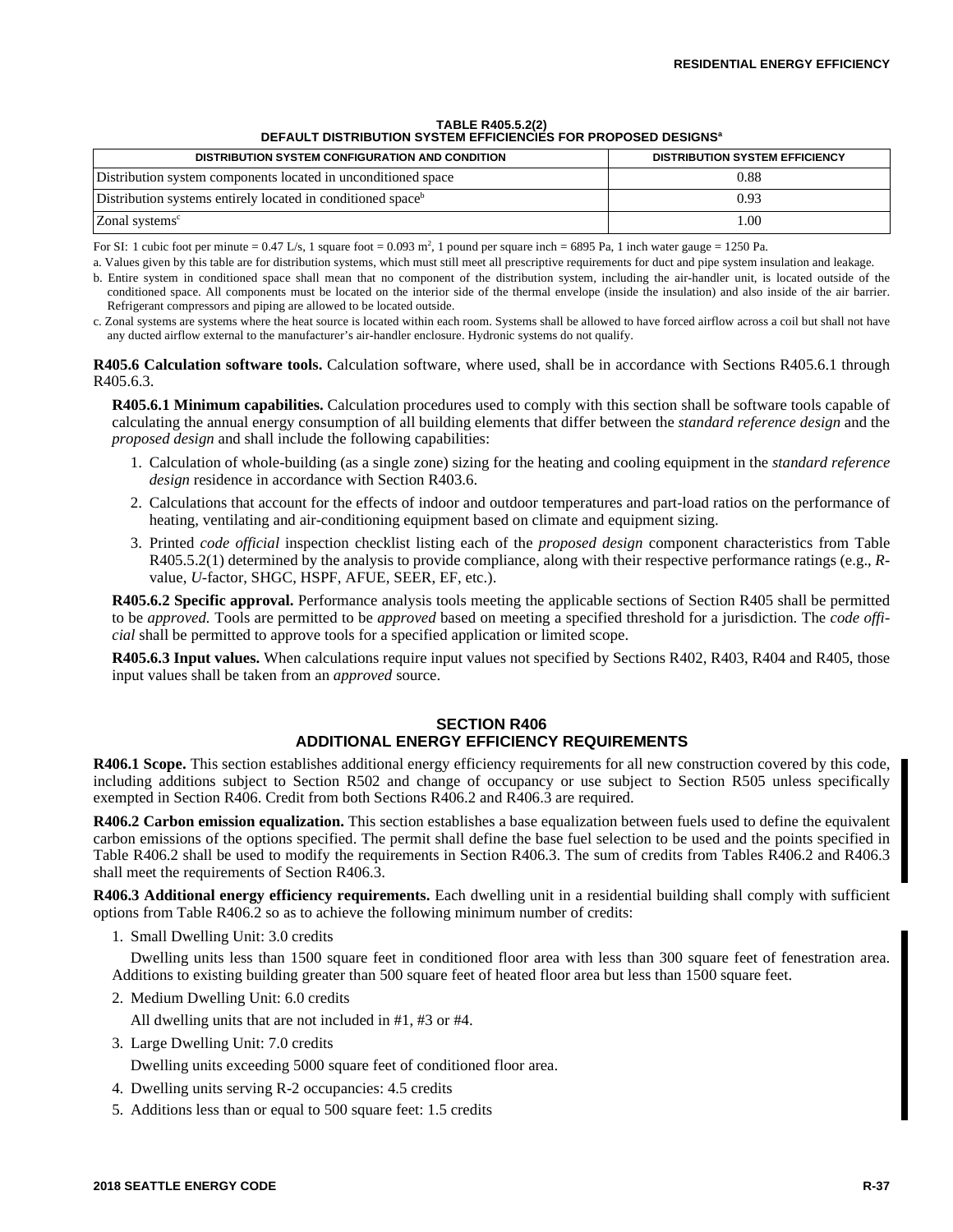**TABLE R405.5.2(2)**
**DEFAULT DISTRIBUTION SYSTEM EFFICIENCIES FOR PROPOSED DESIGNS[a]**

| DISTRIBUTION SYSTEM CONFIGURATION AND CONDITION | DISTRIBUTION SYSTEM EFFICIENCY |
|---|---|
| Distribution system components located in unconditioned space | 0.88 |
| Distribution systems entirely located in conditioned space[b] | 0.93 |
| Zonal systems[c] | 1.00 |

For SI: 1 cubic foot per minute = 0.47 L/s, 1 square foot = 0.093 $m^2$, 1 pound per square inch = 6895 Pa, 1 inch water gauge = 1250 Pa.

a. Values given by this table are for distribution systems, which must still meet all prescriptive requirements for duct and pipe system insulation and leakage.

b. Entire system in conditioned space shall mean that no component of the distribution system, including the air-handler unit, is located outside of the conditioned space. All components must be located on the interior side of the thermal envelope (inside the insulation) and also inside of the air barrier. Refrigerant compressors and piping are allowed to be located outside.

c. Zonal systems are systems where the heat source is located within each room. Systems shall be allowed to have forced airflow across a coil but shall not have any ducted airflow external to the manufacturer's air-handler enclosure. Hydronic systems do not qualify.

**R405.6 Calculation software tools.** Calculation software, where used, shall be in accordance with Sections R405.6.1 through R405.6.3.

**R405.6.1 Minimum capabilities.** Calculation procedures used to comply with this section shall be software tools capable of calculating the annual energy consumption of all building elements that differ between the *standard reference design* and the *proposed design* and shall include the following capabilities:

1. Calculation of whole-building (as a single zone) sizing for the heating and cooling equipment in the *standard reference design* residence in accordance with Section R403.6.
2. Calculations that account for the effects of indoor and outdoor temperatures and part-load ratios on the performance of heating, ventilating and air-conditioning equipment based on climate and equipment sizing.
3. Printed *code official* inspection checklist listing each of the *proposed design* component characteristics from Table R405.5.2(1) determined by the analysis to provide compliance, along with their respective performance ratings (e.g., *R*-value, *U*-factor, SHGC, HSPF, AFUE, SEER, EF, etc.).

**R405.6.2 Specific approval.** Performance analysis tools meeting the applicable sections of Section R405 shall be permitted to be *approved.* Tools are permitted to be *approved* based on meeting a specified threshold for a jurisdiction. The *code official* shall be permitted to approve tools for a specified application or limited scope.

**R405.6.3 Input values.** When calculations require input values not specified by Sections R402, R403, R404 and R405, those input values shall be taken from an *approved* source.

## SECTION R406
## ADDITIONAL ENERGY EFFICIENCY REQUIREMENTS

**R406.1 Scope.** This section establishes additional energy efficiency requirements for all new construction covered by this code, including additions subject to Section R502 and change of occupancy or use subject to Section R505 unless specifically exempted in Section R406. Credit from both Sections R406.2 and R406.3 are required.

**R406.2 Carbon emission equalization.** This section establishes a base equalization between fuels used to define the equivalent carbon emissions of the options specified. The permit shall define the base fuel selection to be used and the points specified in Table R406.2 shall be used to modify the requirements in Section R406.3. The sum of credits from Tables R406.2 and R406.3 shall meet the requirements of Section R406.3.

**R406.3 Additional energy efficiency requirements.** Each dwelling unit in a residential building shall comply with sufficient options from Table R406.2 so as to achieve the following minimum number of credits:

1. Small Dwelling Unit: 3.0 credits

   Dwelling units less than 1500 square feet in conditioned floor area with less than 300 square feet of fenestration area. Additions to existing building greater than 500 square feet of heated floor area but less than 1500 square feet.

2. Medium Dwelling Unit: 6.0 credits

   All dwelling units that are not included in #1, #3 or #4.

3. Large Dwelling Unit: 7.0 credits

   Dwelling units exceeding 5000 square feet of conditioned floor area.

4. Dwelling units serving R-2 occupancies: 4.5 credits
5. Additions less than or equal to 500 square feet: 1.5 credits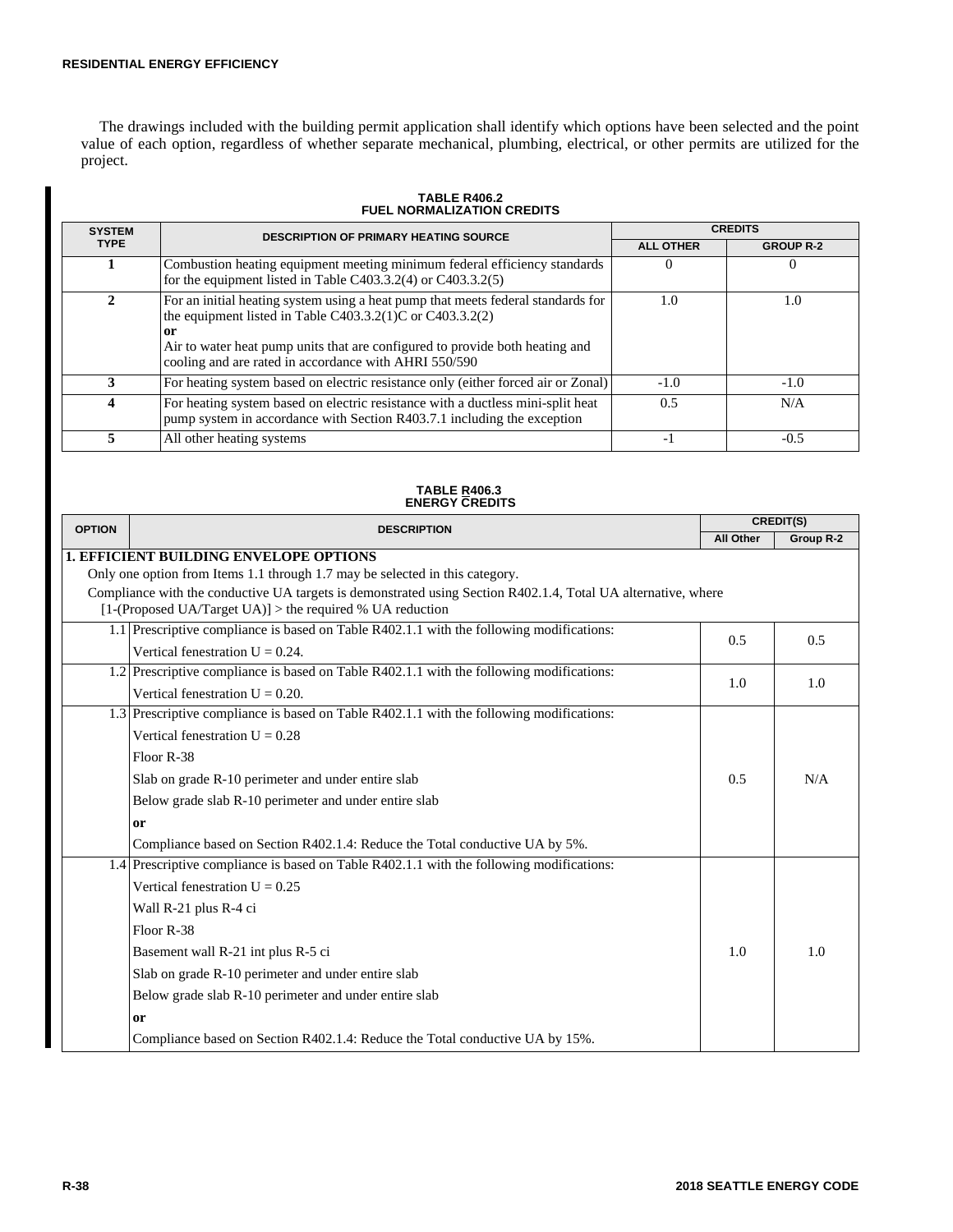The drawings included with the building permit application shall identify which options have been selected and the point value of each option, regardless of whether separate mechanical, plumbing, electrical, or other permits are utilized for the project.

**TABLE R406.2**
**FUEL NORMALIZATION CREDITS**

| SYSTEM TYPE | DESCRIPTION OF PRIMARY HEATING SOURCE | CREDITS | |
|---|---|---|---|
| | | ALL OTHER | GROUP R-2 |
| 1 | Combustion heating equipment meeting minimum federal efficiency standards for the equipment listed in Table C403.3.2(4) or C403.3.2(5) | 0 | 0 |
| 2 | For an initial heating system using a heat pump that meets federal standards for the equipment listed in Table C403.3.2(1)C or C403.3.2(2) **or** Air to water heat pump units that are configured to provide both heating and cooling and are rated in accordance with AHRI 550/590 | 1.0 | 1.0 |
| 3 | For heating system based on electric resistance only (either forced air or Zonal) | -1.0 | -1.0 |
| 4 | For heating system based on electric resistance with a ductless mini-split heat pump system in accordance with Section R403.7.1 including the exception | 0.5 | N/A |
| 5 | All other heating systems | -1 | -0.5 |

**TABLE R406.3**
**ENERGY CREDITS**

| OPTION | DESCRIPTION | CREDIT(S) | |
|---|---|---|---|
| | | All Other | Group R-2 |
| **1. EFFICIENT BUILDING ENVELOPE OPTIONS** Only one option from Items 1.1 through 1.7 may be selected in this category. Compliance with the conductive UA targets is demonstrated using Section R402.1.4, Total UA alternative, where [1-(Proposed UA/Target UA)] > the required % UA reduction | | | |
| 1.1 | Prescriptive compliance is based on Table R402.1.1 with the following modifications: Vertical fenestration U = 0.24. | 0.5 | 0.5 |
| 1.2 | Prescriptive compliance is based on Table R402.1.1 with the following modifications: Vertical fenestration U = 0.20. | 1.0 | 1.0 |
| 1.3 | Prescriptive compliance is based on Table R402.1.1 with the following modifications: Vertical fenestration U = 0.28<br>Floor R-38<br>Slab on grade R-10 perimeter and under entire slab<br>Below grade slab R-10 perimeter and under entire slab<br>**or**<br>Compliance based on Section R402.1.4: Reduce the Total conductive UA by 5%. | 0.5 | N/A |
| 1.4 | Prescriptive compliance is based on Table R402.1.1 with the following modifications: Vertical fenestration U = 0.25<br>Wall R-21 plus R-4 ci<br>Floor R-38<br>Basement wall R-21 int plus R-5 ci<br>Slab on grade R-10 perimeter and under entire slab<br>Below grade slab R-10 perimeter and under entire slab<br>**or**<br>Compliance based on Section R402.1.4: Reduce the Total conductive UA by 15%. | 1.0 | 1.0 |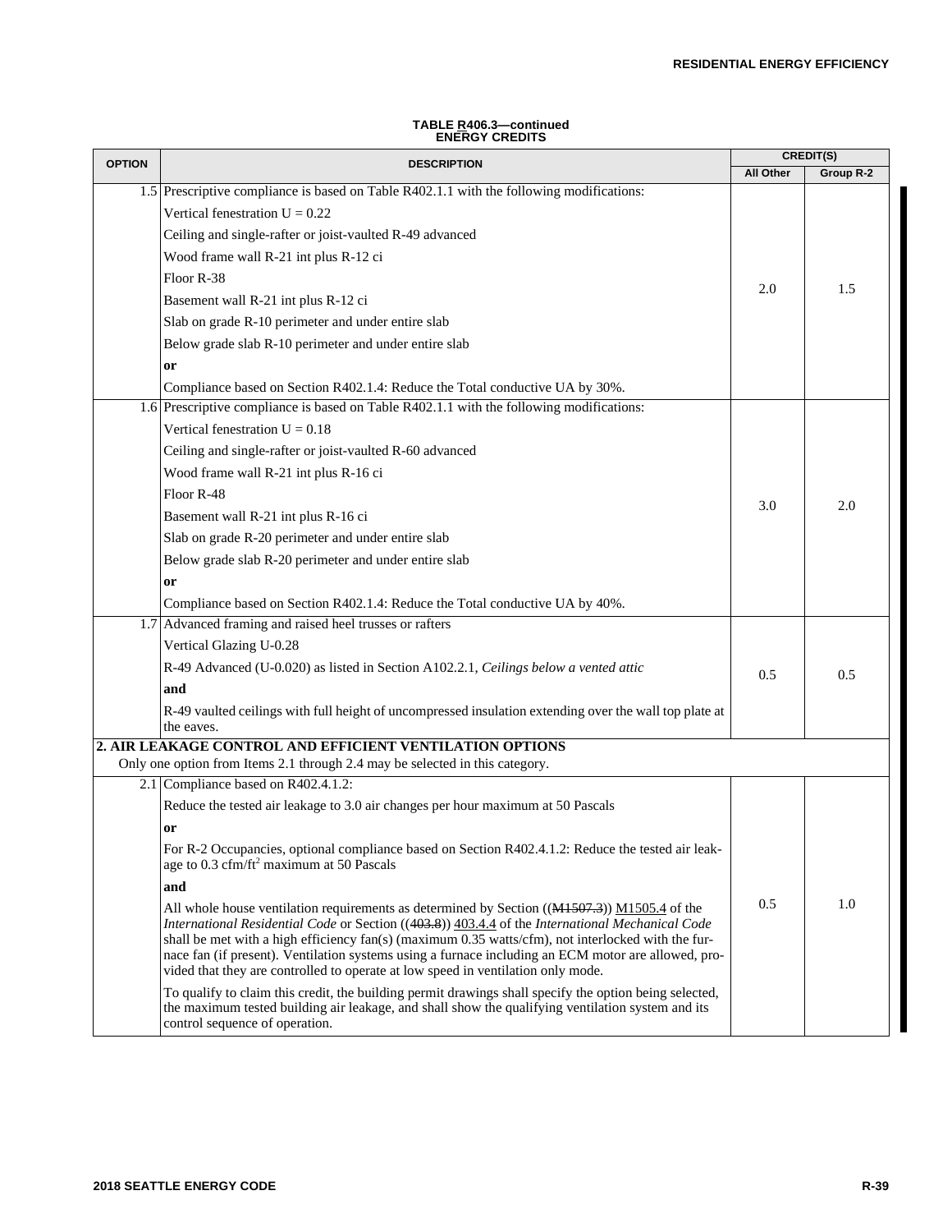**TABLE R406.3—continued**
**ENERGY CREDITS**

| OPTION | DESCRIPTION | CREDIT(S) | |
|---|---|---|---|
| | | **All Other** | **Group R-2** |
| 1.5 | Prescriptive compliance is based on Table R402.1.1 with the following modifications:<br>Vertical fenestration U = 0.22<br>Ceiling and single-rafter or joist-vaulted R-49 advanced<br>Wood frame wall R-21 int plus R-12 ci<br>Floor R-38<br>Basement wall R-21 int plus R-12 ci<br>Slab on grade R-10 perimeter and under entire slab<br>Below grade slab R-10 perimeter and under entire slab<br>**or**<br>Compliance based on Section R402.1.4: Reduce the Total conductive UA by 30%. | 2.0 | 1.5 |
| 1.6 | Prescriptive compliance is based on Table R402.1.1 with the following modifications:<br>Vertical fenestration U = 0.18<br>Ceiling and single-rafter or joist-vaulted R-60 advanced<br>Wood frame wall R-21 int plus R-16 ci<br>Floor R-48<br>Basement wall R-21 int plus R-16 ci<br>Slab on grade R-20 perimeter and under entire slab<br>Below grade slab R-20 perimeter and under entire slab<br>**or**<br>Compliance based on Section R402.1.4: Reduce the Total conductive UA by 40%. | 3.0 | 2.0 |
| 1.7 | Advanced framing and raised heel trusses or rafters<br>Vertical Glazing U-0.28<br>R-49 Advanced (U-0.020) as listed in Section A102.2.1, *Ceilings below a vented attic*<br>**and**<br>R-49 vaulted ceilings with full height of uncompressed insulation extending over the wall top plate at the eaves. | 0.5 | 0.5 |
| **2. AIR LEAKAGE CONTROL AND EFFICIENT VENTILATION OPTIONS**<br>Only one option from Items 2.1 through 2.4 may be selected in this category. | | | |
| 2.1 | Compliance based on R402.4.1.2:<br>Reduce the tested air leakage to 3.0 air changes per hour maximum at 50 Pascals<br>**or**<br>For R-2 Occupancies, optional compliance based on Section R402.4.1.2: Reduce the tested air leakage to 0.3 cfm/ft$^2$ maximum at 50 Pascals<br>**and**<br>All whole house ventilation requirements as determined by Section ((~~M1507.3~~)) M1505.4 of the *International Residential Code* or Section ((~~403.8~~)) 403.4.4 of the *International Mechanical Code* shall be met with a high efficiency fan(s) (maximum 0.35 watts/cfm), not interlocked with the furnace fan (if present). Ventilation systems using a furnace including an ECM motor are allowed, provided that they are controlled to operate at low speed in ventilation only mode.<br>To qualify to claim this credit, the building permit drawings shall specify the option being selected, the maximum tested building air leakage, and shall show the qualifying ventilation system and its control sequence of operation. | 0.5 | 1.0 |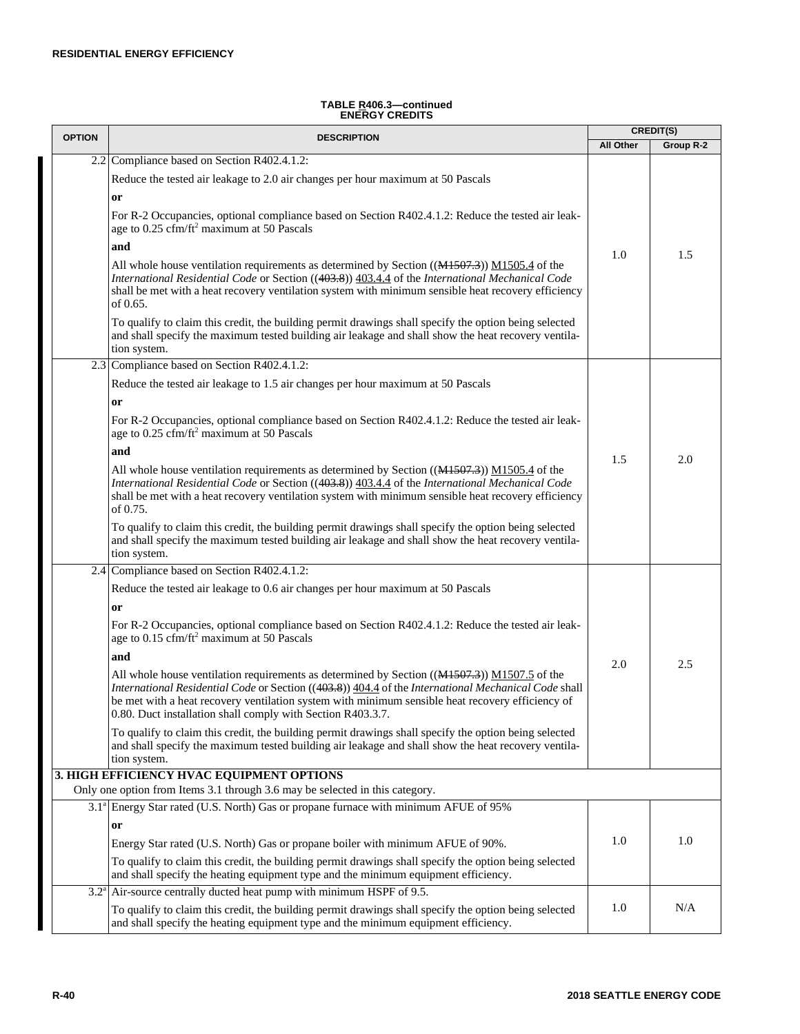**TABLE R406.3—continued**
**ENERGY CREDITS**

| OPTION | DESCRIPTION | CREDIT(S) | |
|---|---|---|---|
| | | All Other | Group R-2 |
| 2.2 | Compliance based on Section R402.4.1.2:<br>Reduce the tested air leakage to 2.0 air changes per hour maximum at 50 Pascals<br>**or**<br>For R-2 Occupancies, optional compliance based on Section R402.4.1.2: Reduce the tested air leakage to 0.25 cfm/ft$^2$ maximum at 50 Pascals<br>**and**<br>All whole house ventilation requirements as determined by Section ((~~M1507.3~~)) M1505.4 of the *International Residential Code* or Section ((~~403.8~~)) 403.4.4 of the *International Mechanical Code* shall be met with a heat recovery ventilation system with minimum sensible heat recovery efficiency of 0.65.<br>To qualify to claim this credit, the building permit drawings shall specify the option being selected and shall specify the maximum tested building air leakage and shall show the heat recovery ventilation system. | 1.0 | 1.5 |
| 2.3 | Compliance based on Section R402.4.1.2:<br>Reduce the tested air leakage to 1.5 air changes per hour maximum at 50 Pascals<br>**or**<br>For R-2 Occupancies, optional compliance based on Section R402.4.1.2: Reduce the tested air leakage to 0.25 cfm/ft$^2$ maximum at 50 Pascals<br>**and**<br>All whole house ventilation requirements as determined by Section ((~~M1507.3~~)) M1505.4 of the *International Residential Code* or Section ((~~403.8~~)) 403.4.4 of the *International Mechanical Code* shall be met with a heat recovery ventilation system with minimum sensible heat recovery efficiency of 0.75.<br>To qualify to claim this credit, the building permit drawings shall specify the option being selected and shall specify the maximum tested building air leakage and shall show the heat recovery ventilation system. | 1.5 | 2.0 |
| 2.4 | Compliance based on Section R402.4.1.2:<br>Reduce the tested air leakage to 0.6 air changes per hour maximum at 50 Pascals<br>**or**<br>For R-2 Occupancies, optional compliance based on Section R402.4.1.2: Reduce the tested air leakage to 0.15 cfm/ft$^2$ maximum at 50 Pascals<br>**and**<br>All whole house ventilation requirements as determined by Section ((~~M1507.3~~)) M1507.5 of the *International Residential Code* or Section ((~~403.8~~)) 404.4 of the *International Mechanical Code* shall be met with a heat recovery ventilation system with minimum sensible heat recovery efficiency of 0.80. Duct installation shall comply with Section R403.3.7.<br>To qualify to claim this credit, the building permit drawings shall specify the option being selected and shall specify the maximum tested building air leakage and shall show the heat recovery ventilation system. | 2.0 | 2.5 |
| **3. HIGH EFFICIENCY HVAC EQUIPMENT OPTIONS**<br>Only one option from Items 3.1 through 3.6 may be selected in this category. | | | |
| 3.1[a] | Energy Star rated (U.S. North) Gas or propane furnace with minimum AFUE of 95%<br>**or**<br>Energy Star rated (U.S. North) Gas or propane boiler with minimum AFUE of 90%.<br>To qualify to claim this credit, the building permit drawings shall specify the option being selected and shall specify the heating equipment type and the minimum equipment efficiency. | 1.0 | 1.0 |
| 3.2[a] | Air-source centrally ducted heat pump with minimum HSPF of 9.5.<br>To qualify to claim this credit, the building permit drawings shall specify the option being selected and shall specify the heating equipment type and the minimum equipment efficiency. | 1.0 | N/A |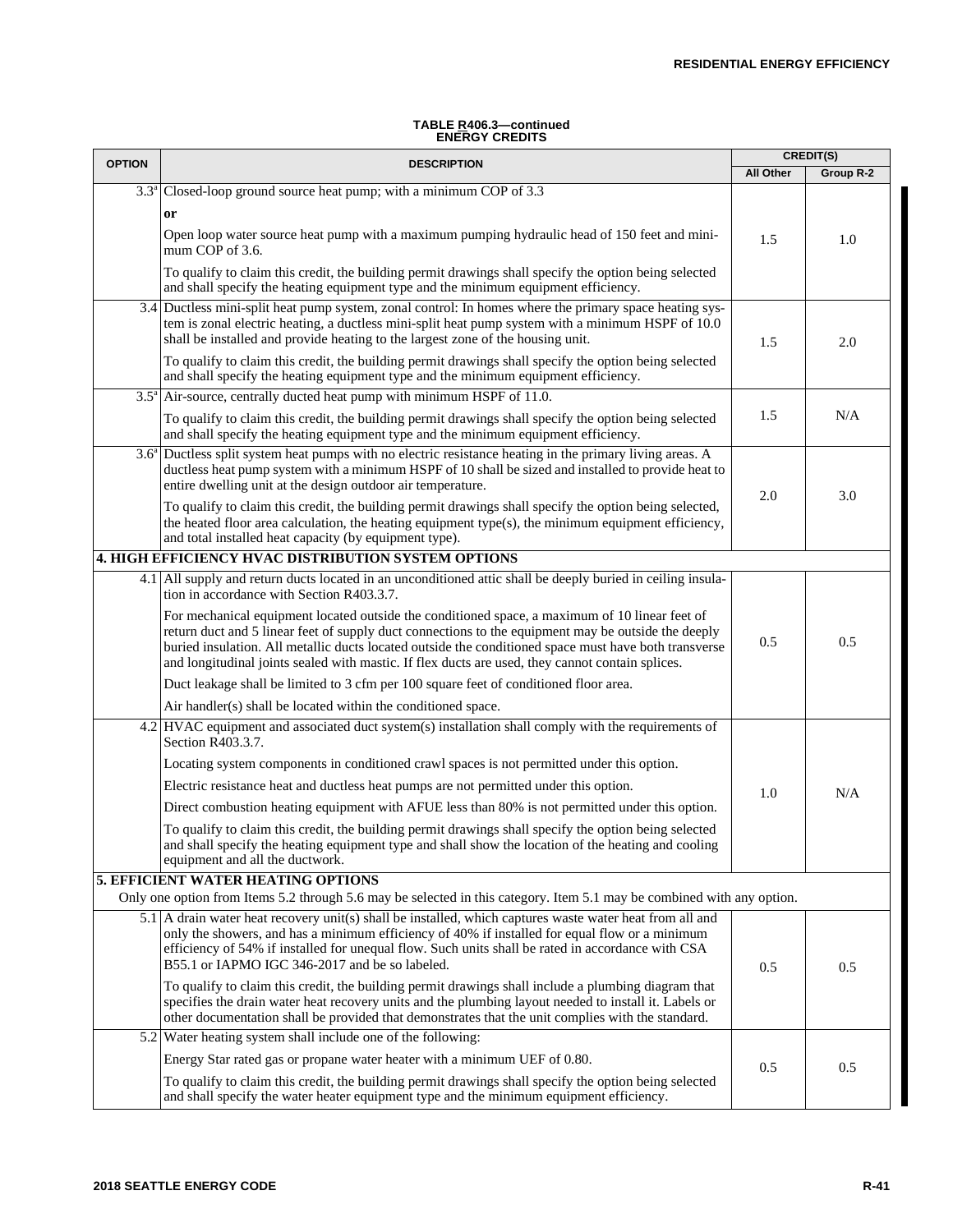**TABLE R406.3—continued ENERGY CREDITS**

| OPTION | DESCRIPTION | CREDIT(S) | |
|---|---|---|---|
| | | All Other | Group R-2 |
| 3.3[a] | Closed-loop ground source heat pump; with a minimum COP of 3.3<br><br>**or**<br><br>Open loop water source heat pump with a maximum pumping hydraulic head of 150 feet and minimum COP of 3.6.<br><br>To qualify to claim this credit, the building permit drawings shall specify the option being selected and shall specify the heating equipment type and the minimum equipment efficiency. | 1.5 | 1.0 |
| 3.4 | Ductless mini-split heat pump system, zonal control: In homes where the primary space heating system is zonal electric heating, a ductless mini-split heat pump system with a minimum HSPF of 10.0 shall be installed and provide heating to the largest zone of the housing unit.<br><br>To qualify to claim this credit, the building permit drawings shall specify the option being selected and shall specify the heating equipment type and the minimum equipment efficiency. | 1.5 | 2.0 |
| 3.5[a] | Air-source, centrally ducted heat pump with minimum HSPF of 11.0.<br><br>To qualify to claim this credit, the building permit drawings shall specify the option being selected and shall specify the heating equipment type and the minimum equipment efficiency. | 1.5 | N/A |
| 3.6[a] | Ductless split system heat pumps with no electric resistance heating in the primary living areas. A ductless heat pump system with a minimum HSPF of 10 shall be sized and installed to provide heat to entire dwelling unit at the design outdoor air temperature.<br><br>To qualify to claim this credit, the building permit drawings shall specify the option being selected, the heated floor area calculation, the heating equipment type(s), the minimum equipment efficiency, and total installed heat capacity (by equipment type). | 2.0 | 3.0 |
| **4. HIGH EFFICIENCY HVAC DISTRIBUTION SYSTEM OPTIONS** | | | |
| 4.1 | All supply and return ducts located in an unconditioned attic shall be deeply buried in ceiling insulation in accordance with Section R403.3.7.<br><br>For mechanical equipment located outside the conditioned space, a maximum of 10 linear feet of return duct and 5 linear feet of supply duct connections to the equipment may be outside the deeply buried insulation. All metallic ducts located outside the conditioned space must have both transverse and longitudinal joints sealed with mastic. If flex ducts are used, they cannot contain splices.<br><br>Duct leakage shall be limited to 3 cfm per 100 square feet of conditioned floor area.<br><br>Air handler(s) shall be located within the conditioned space. | 0.5 | 0.5 |
| 4.2 | HVAC equipment and associated duct system(s) installation shall comply with the requirements of Section R403.3.7.<br><br>Locating system components in conditioned crawl spaces is not permitted under this option.<br><br>Electric resistance heat and ductless heat pumps are not permitted under this option.<br><br>Direct combustion heating equipment with AFUE less than 80% is not permitted under this option.<br><br>To qualify to claim this credit, the building permit drawings shall specify the option being selected and shall specify the heating equipment type and shall show the location of the heating and cooling equipment and all the ductwork. | 1.0 | N/A |
| **5. EFFICIENT WATER HEATING OPTIONS**<br>Only one option from Items 5.2 through 5.6 may be selected in this category. Item 5.1 may be combined with any option. | | | |
| 5.1 | A drain water heat recovery unit(s) shall be installed, which captures waste water heat from all and only the showers, and has a minimum efficiency of 40% if installed for equal flow or a minimum efficiency of 54% if installed for unequal flow. Such units shall be rated in accordance with CSA B55.1 or IAPMO IGC 346-2017 and be so labeled.<br><br>To qualify to claim this credit, the building permit drawings shall include a plumbing diagram that specifies the drain water heat recovery units and the plumbing layout needed to install it. Labels or other documentation shall be provided that demonstrates that the unit complies with the standard. | 0.5 | 0.5 |
| 5.2 | Water heating system shall include one of the following:<br><br>Energy Star rated gas or propane water heater with a minimum UEF of 0.80.<br><br>To qualify to claim this credit, the building permit drawings shall specify the option being selected and shall specify the water heater equipment type and the minimum equipment efficiency. | 0.5 | 0.5 |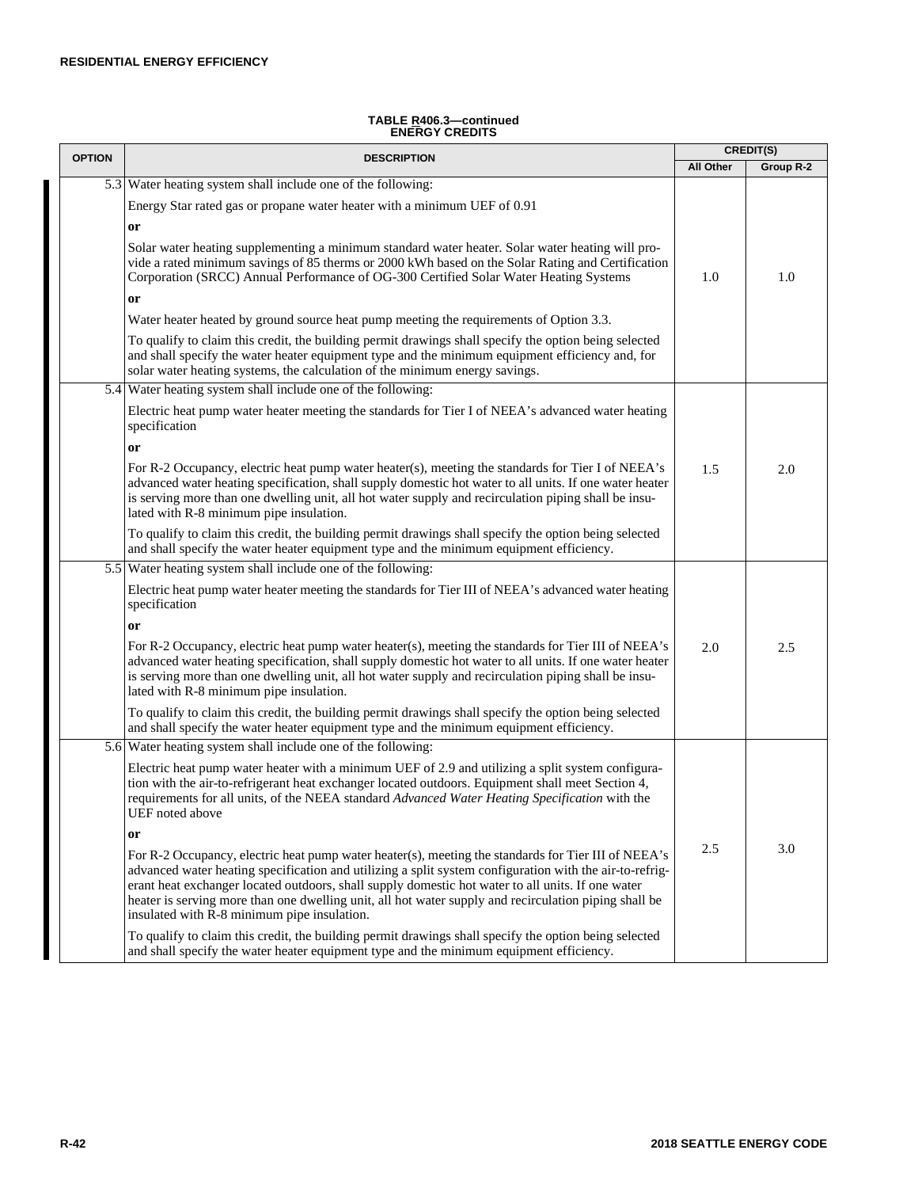**TABLE R406.3—continued**
**ENERGY CREDITS**

| OPTION | DESCRIPTION | CREDIT(S) | |
|---|---|---|---|
| | | All Other | Group R-2 |
| 5.3 | Water heating system shall include one of the following:<br><br>Energy Star rated gas or propane water heater with a minimum UEF of 0.91<br><br>**or**<br><br>Solar water heating supplementing a minimum standard water heater. Solar water heating will provide a rated minimum savings of 85 therms or 2000 kWh based on the Solar Rating and Certification Corporation (SRCC) Annual Performance of OG-300 Certified Solar Water Heating Systems<br><br>**or**<br><br>Water heater heated by ground source heat pump meeting the requirements of Option 3.3.<br><br>To qualify to claim this credit, the building permit drawings shall specify the option being selected and shall specify the water heater equipment type and the minimum equipment efficiency and, for solar water heating systems, the calculation of the minimum energy savings. | 1.0 | 1.0 |
| 5.4 | Water heating system shall include one of the following:<br><br>Electric heat pump water heater meeting the standards for Tier I of NEEA's advanced water heating specification<br><br>**or**<br><br>For R-2 Occupancy, electric heat pump water heater(s), meeting the standards for Tier I of NEEA's advanced water heating specification, shall supply domestic hot water to all units. If one water heater is serving more than one dwelling unit, all hot water supply and recirculation piping shall be insulated with R-8 minimum pipe insulation.<br><br>To qualify to claim this credit, the building permit drawings shall specify the option being selected and shall specify the water heater equipment type and the minimum equipment efficiency. | 1.5 | 2.0 |
| 5.5 | Water heating system shall include one of the following:<br><br>Electric heat pump water heater meeting the standards for Tier III of NEEA's advanced water heating specification<br><br>**or**<br><br>For R-2 Occupancy, electric heat pump water heater(s), meeting the standards for Tier III of NEEA's advanced water heating specification, shall supply domestic hot water to all units. If one water heater is serving more than one dwelling unit, all hot water supply and recirculation piping shall be insulated with R-8 minimum pipe insulation.<br><br>To qualify to claim this credit, the building permit drawings shall specify the option being selected and shall specify the water heater equipment type and the minimum equipment efficiency. | 2.0 | 2.5 |
| 5.6 | Water heating system shall include one of the following:<br><br>Electric heat pump water heater with a minimum UEF of 2.9 and utilizing a split system configuration with the air-to-refrigerant heat exchanger located outdoors. Equipment shall meet Section 4, requirements for all units, of the NEEA standard *Advanced Water Heating Specification* with the UEF noted above<br><br>**or**<br><br>For R-2 Occupancy, electric heat pump water heater(s), meeting the standards for Tier III of NEEA's advanced water heating specification and utilizing a split system configuration with the air-to-refrigerant heat exchanger located outdoors, shall supply domestic hot water to all units. If one water heater is serving more than one dwelling unit, all hot water supply and recirculation piping shall be insulated with R-8 minimum pipe insulation.<br><br>To qualify to claim this credit, the building permit drawings shall specify the option being selected and shall specify the water heater equipment type and the minimum equipment efficiency. | 2.5 | 3.0 |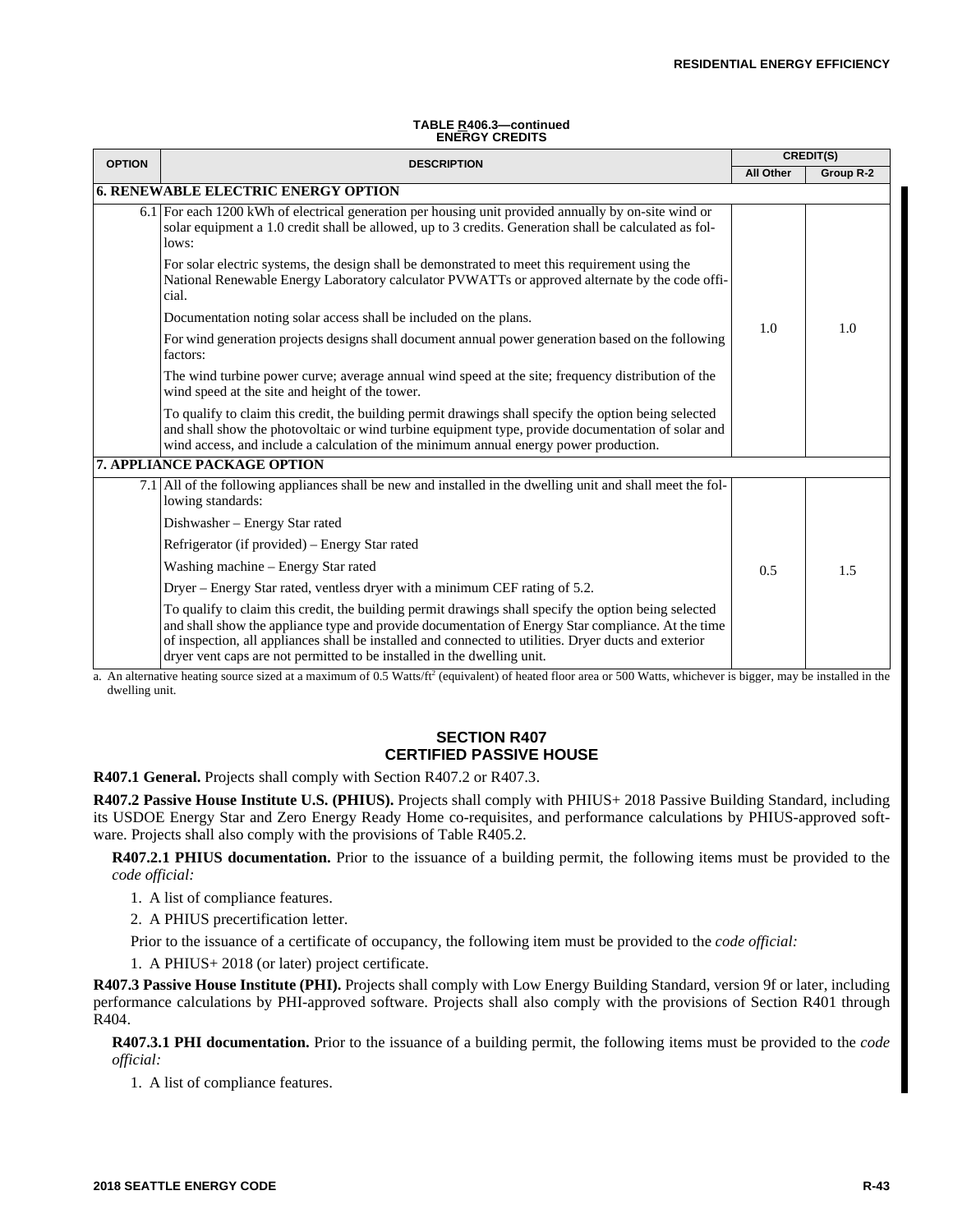**TABLE R406.3—continued ENERGY CREDITS**

| OPTION | DESCRIPTION | CREDIT(S) | |
|---|---|---|---|
| | | All Other | Group R-2 |
| **6. RENEWABLE ELECTRIC ENERGY OPTION** | | | |
| 6.1 | For each 1200 kWh of electrical generation per housing unit provided annually by on-site wind or solar equipment a 1.0 credit shall be allowed, up to 3 credits. Generation shall be calculated as follows:<br><br>For solar electric systems, the design shall be demonstrated to meet this requirement using the National Renewable Energy Laboratory calculator PVWATTs or approved alternate by the code official.<br><br>Documentation noting solar access shall be included on the plans.<br><br>For wind generation projects designs shall document annual power generation based on the following factors:<br><br>The wind turbine power curve; average annual wind speed at the site; frequency distribution of the wind speed at the site and height of the tower.<br><br>To qualify to claim this credit, the building permit drawings shall specify the option being selected and shall show the photovoltaic or wind turbine equipment type, provide documentation of solar and wind access, and include a calculation of the minimum annual energy power production. | 1.0 | 1.0 |
| **7. APPLIANCE PACKAGE OPTION** | | | |
| 7.1 | All of the following appliances shall be new and installed in the dwelling unit and shall meet the following standards:<br><br>Dishwasher – Energy Star rated<br><br>Refrigerator (if provided) – Energy Star rated<br><br>Washing machine – Energy Star rated<br><br>Dryer – Energy Star rated, ventless dryer with a minimum CEF rating of 5.2.<br><br>To qualify to claim this credit, the building permit drawings shall specify the option being selected and shall show the appliance type and provide documentation of Energy Star compliance. At the time of inspection, all appliances shall be installed and connected to utilities. Dryer ducts and exterior dryer vent caps are not permitted to be installed in the dwelling unit. | 0.5 | 1.5 |

a. An alternative heating source sized at a maximum of 0.5 Watts/ft$^2$ (equivalent) of heated floor area or 500 Watts, whichever is bigger, may be installed in the dwelling unit.

## SECTION R407 CERTIFIED PASSIVE HOUSE

**R407.1 General.** Projects shall comply with Section R407.2 or R407.3.

**R407.2 Passive House Institute U.S. (PHIUS).** Projects shall comply with PHIUS+ 2018 Passive Building Standard, including its USDOE Energy Star and Zero Energy Ready Home co-requisites, and performance calculations by PHIUS-approved software. Projects shall also comply with the provisions of Table R405.2.

**R407.2.1 PHIUS documentation.** Prior to the issuance of a building permit, the following items must be provided to the *code official:*

1. A list of compliance features.
2. A PHIUS precertification letter.

Prior to the issuance of a certificate of occupancy, the following item must be provided to the *code official:*

1. A PHIUS+ 2018 (or later) project certificate.

**R407.3 Passive House Institute (PHI).** Projects shall comply with Low Energy Building Standard, version 9f or later, including performance calculations by PHI-approved software. Projects shall also comply with the provisions of Section R401 through R404.

**R407.3.1 PHI documentation.** Prior to the issuance of a building permit, the following items must be provided to the *code official:*

1. A list of compliance features.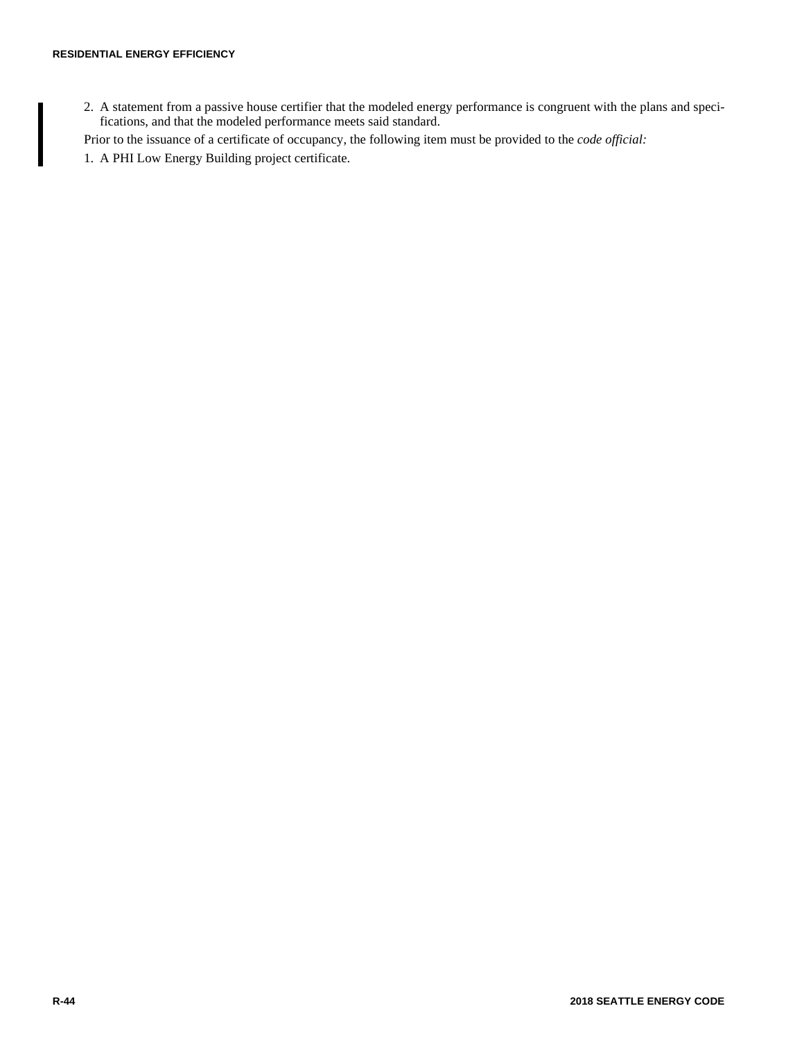2. A statement from a passive house certifier that the modeled energy performance is congruent with the plans and specifications, and that the modeled performance meets said standard.

Prior to the issuance of a certificate of occupancy, the following item must be provided to the *code official:*

1. A PHI Low Energy Building project certificate.